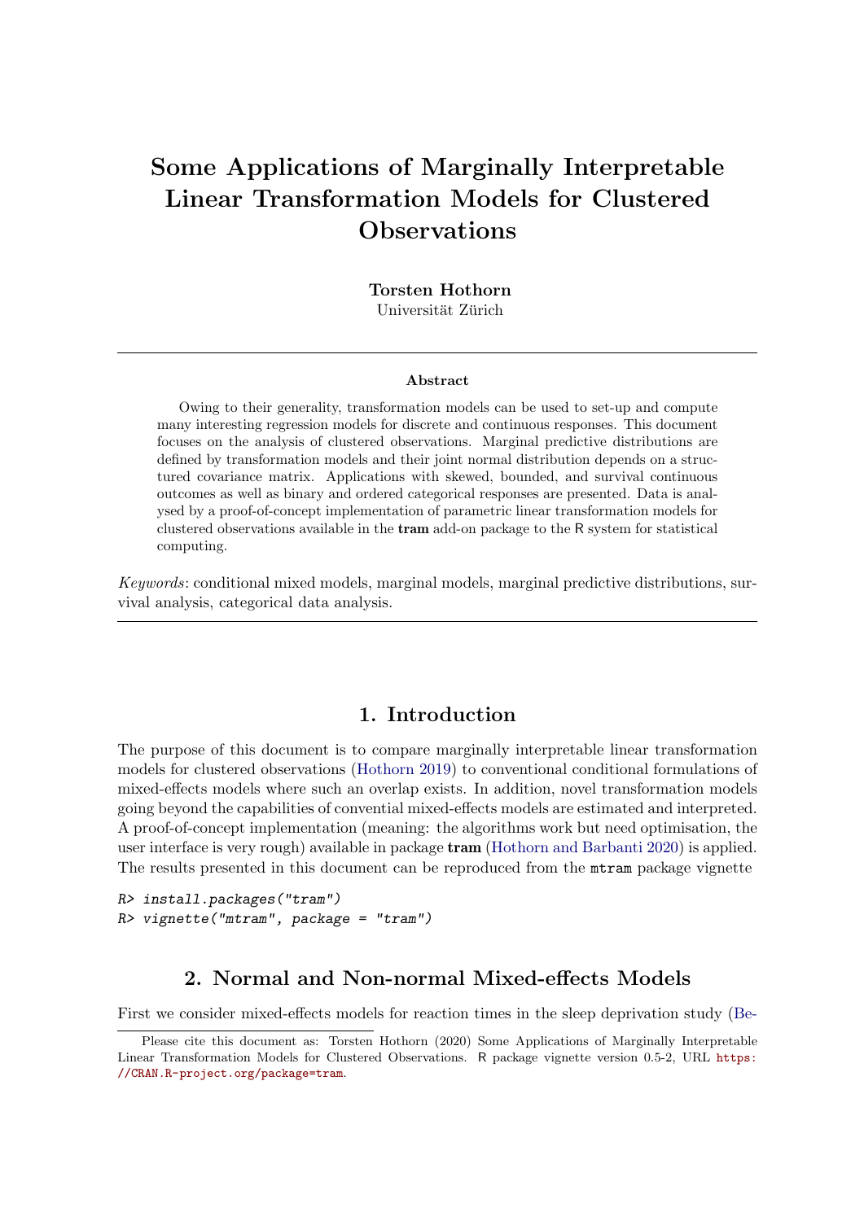# Some Applications of Marginally Interpretable Linear Transformation Models for Clustered Observations

**Torsten Hothorn**
Universität Zürich

### Abstract

Owing to their generality, transformation models can be used to set-up and compute many interesting regression models for discrete and continuous responses. This document focuses on the analysis of clustered observations. Marginal predictive distributions are defined by transformation models and their joint normal distribution depends on a structured covariance matrix. Applications with skewed, bounded, and survival continuous outcomes as well as binary and ordered categorical responses are presented. Data is analysed by a proof-of-concept implementation of parametric linear transformation models for clustered observations available in the **tram** add-on package to the R system for statistical computing.

*Keywords*: conditional mixed models, marginal models, marginal predictive distributions, survival analysis, categorical data analysis.

## 1. Introduction

The purpose of this document is to compare marginally interpretable linear transformation models for clustered observations (Hothorn 2019) to conventional conditional formulations of mixed-effects models where such an overlap exists. In addition, novel transformation models going beyond the capabilities of convential mixed-effects models are estimated and interpreted. A proof-of-concept implementation (meaning: the algorithms work but need optimisation, the user interface is very rough) available in package **tram** (Hothorn and Barbanti 2020) is applied. The results presented in this document can be reproduced from the `mtram` package vignette

```
R> install.packages("tram")
R> vignette("mtram", package = "tram")
```

## 2. Normal and Non-normal Mixed-effects Models

First we consider mixed-effects models for reaction times in the sleep deprivation study (Be-

Please cite this document as: Torsten Hothorn (2020) Some Applications of Marginally Interpretable Linear Transformation Models for Clustered Observations. R package vignette version 0.5-2, URL https://CRAN.R-project.org/package=tram.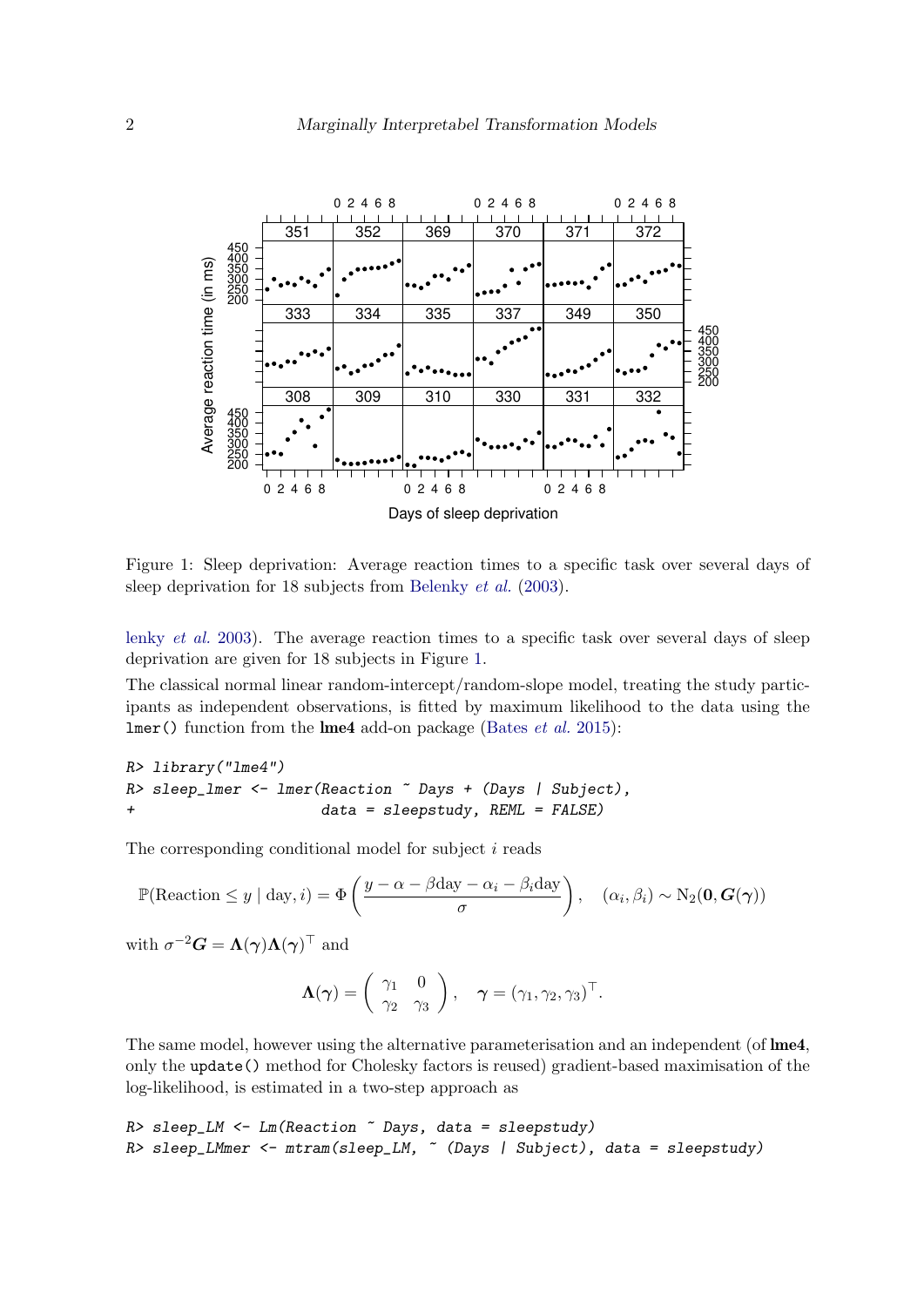Figure 1: Sleep deprivation: Average reaction times to a specific task over several days of sleep deprivation for 18 subjects from Belenky *et al.* (2003).

lenky *et al.* 2003). The average reaction times to a specific task over several days of sleep deprivation are given for 18 subjects in Figure 1.

The classical normal linear random-intercept/random-slope model, treating the study participants as independent observations, is fitted by maximum likelihood to the data using the `lmer()` function from the **lme4** add-on package (Bates *et al.* 2015):

```
R> library("lme4")
R> sleep_lmer <- lmer(Reaction ~ Days + (Days | Subject),
+                      data = sleepstudy, REML = FALSE)
```

The corresponding conditional model for subject $i$ reads

$$\mathbb{P}(\text{Reaction} \le y \mid \text{day}, i) = \Phi\left(\frac{y - \alpha - \beta\text{day} - \alpha_i - \beta_i\text{day}}{\sigma}\right), \quad (\alpha_i, \beta_i) \sim \text{N}_2(\mathbf{0}, \boldsymbol{G}(\boldsymbol{\gamma}))$$

with $\sigma^{-2}\boldsymbol{G} = \boldsymbol{\Lambda}(\boldsymbol{\gamma})\boldsymbol{\Lambda}(\boldsymbol{\gamma})^\top$ and

$$\boldsymbol{\Lambda}(\boldsymbol{\gamma}) = \begin{pmatrix} \gamma_1 & 0 \\ \gamma_2 & \gamma_3 \end{pmatrix}, \quad \boldsymbol{\gamma} = (\gamma_1, \gamma_2, \gamma_3)^\top.$$

The same model, however using the alternative parameterisation and an independent (of **lme4**, only the `update()` method for Cholesky factors is reused) gradient-based maximisation of the log-likelihood, is estimated in a two-step approach as

```
R> sleep_LM <- Lm(Reaction ~ Days, data = sleepstudy)
R> sleep_LMmer <- mtram(sleep_LM, ~ (Days | Subject), data = sleepstudy)
```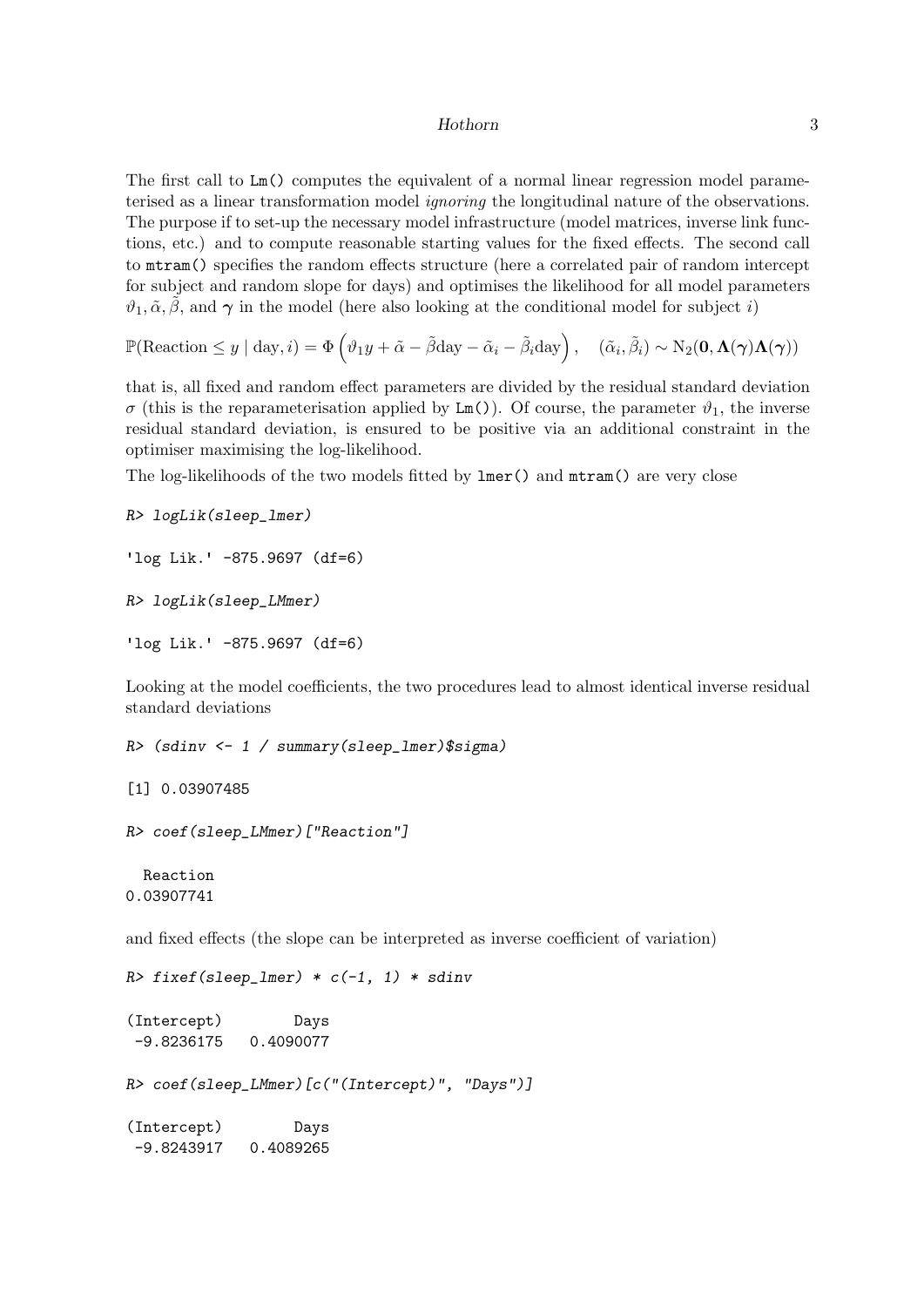The first call to Lm() computes the equivalent of a normal linear regression model parameterised as a linear transformation model *ignoring* the longitudinal nature of the observations. The purpose if to set-up the necessary model infrastructure (model matrices, inverse link functions, etc.) and to compute reasonable starting values for the fixed effects. The second call to mtram() specifies the random effects structure (here a correlated pair of random intercept for subject and random slope for days) and optimises the likelihood for all model parameters $\vartheta_1, \tilde{\alpha}, \tilde{\beta}$, and $\boldsymbol{\gamma}$ in the model (here also looking at the conditional model for subject $i$)

$$\mathbb{P}(\text{Reaction} \le y \mid \text{day}, i) = \Phi\left(\vartheta_1 y + \tilde{\alpha} - \tilde{\beta}\text{day} - \tilde{\alpha}_i - \tilde{\beta}_i\text{day}\right), \quad (\tilde{\alpha}_i, \tilde{\beta}_i) \sim \text{N}_2(\mathbf{0}, \boldsymbol{\Lambda}(\boldsymbol{\gamma})\boldsymbol{\Lambda}(\boldsymbol{\gamma}))$$

that is, all fixed and random effect parameters are divided by the residual standard deviation $\sigma$ (this is the reparameterisation applied by Lm()). Of course, the parameter $\vartheta_1$, the inverse residual standard deviation, is ensured to be positive via an additional constraint in the optimiser maximising the log-likelihood.

The log-likelihoods of the two models fitted by lmer() and mtram() are very close

```
R> logLik(sleep_lmer)

'log Lik.' -875.9697 (df=6)

R> logLik(sleep_LMmer)

'log Lik.' -875.9697 (df=6)
```

Looking at the model coefficients, the two procedures lead to almost identical inverse residual standard deviations

```
R> (sdinv <- 1 / summary(sleep_lmer)$sigma)

[1] 0.03907485

R> coef(sleep_LMmer)["Reaction"]

  Reaction
0.03907741
```

and fixed effects (the slope can be interpreted as inverse coefficient of variation)

```
R> fixef(sleep_lmer) * c(-1, 1) * sdinv

(Intercept)        Days
 -9.8236175   0.4090077

R> coef(sleep_LMmer)[c("(Intercept)", "Days")]

(Intercept)        Days
 -9.8243917   0.4089265
```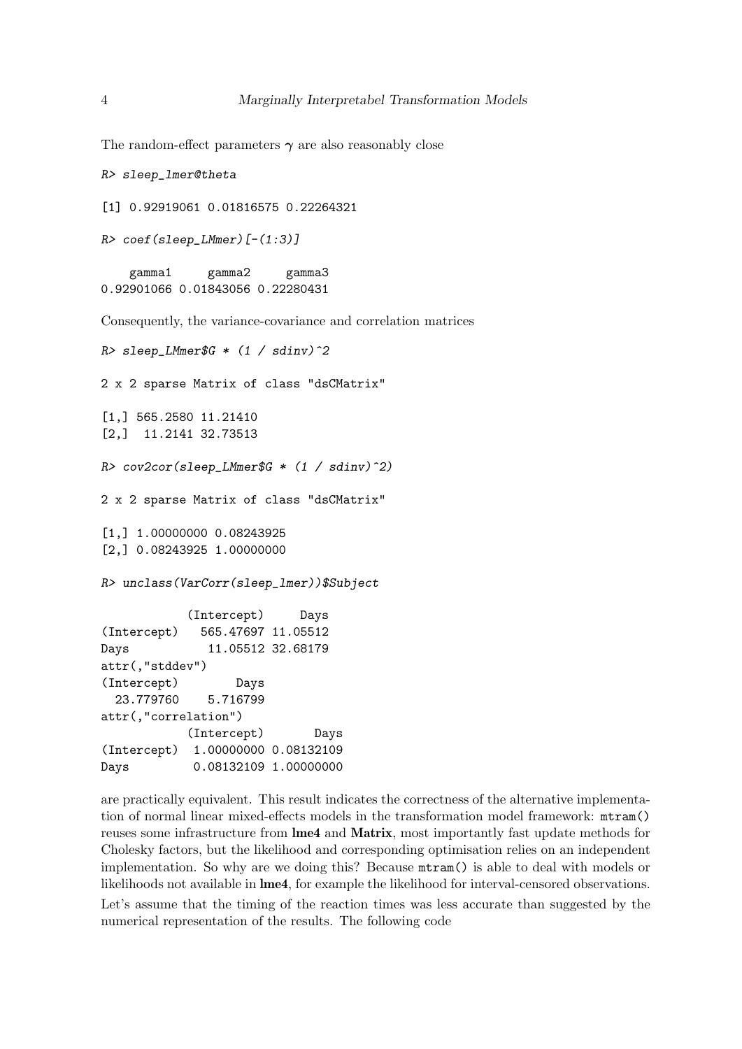The random-effect parameters $\boldsymbol{\gamma}$ are also reasonably close

```
R> sleep_lmer@theta
```

```
[1] 0.92919061 0.01816575 0.22264321
```

```
R> coef(sleep_LMmer)[-(1:3)]
```

```
    gamma1     gamma2     gamma3 
0.92901066 0.01843056 0.22280431 
```

Consequently, the variance-covariance and correlation matrices

```
R> sleep_LMmer$G * (1 / sdinv)^2
```

```
2 x 2 sparse Matrix of class "dsCMatrix"

[1,] 565.2580 11.21410
[2,]  11.2141 32.73513
```

```
R> cov2cor(sleep_LMmer$G * (1 / sdinv)^2)
```

```
2 x 2 sparse Matrix of class "dsCMatrix"

[1,] 1.00000000 0.08243925
[2,] 0.08243925 1.00000000
```

```
R> unclass(VarCorr(sleep_lmer))$Subject
```

```
            (Intercept)     Days
(Intercept)   565.47697 11.05512
Days           11.05512 32.68179
attr(,"stddev")
(Intercept)        Days 
  23.779760    5.716799 
attr(,"correlation")
            (Intercept)       Days
(Intercept)  1.00000000 0.08132109
Days         0.08132109 1.00000000
```

are practically equivalent. This result indicates the correctness of the alternative implementation of normal linear mixed-effects models in the transformation model framework: `mtram()` reuses some infrastructure from **lme4** and **Matrix**, most importantly fast update methods for Cholesky factors, but the likelihood and corresponding optimisation relies on an independent implementation. So why are we doing this? Because `mtram()` is able to deal with models or likelihoods not available in **lme4**, for example the likelihood for interval-censored observations.

Let's assume that the timing of the reaction times was less accurate than suggested by the numerical representation of the results. The following code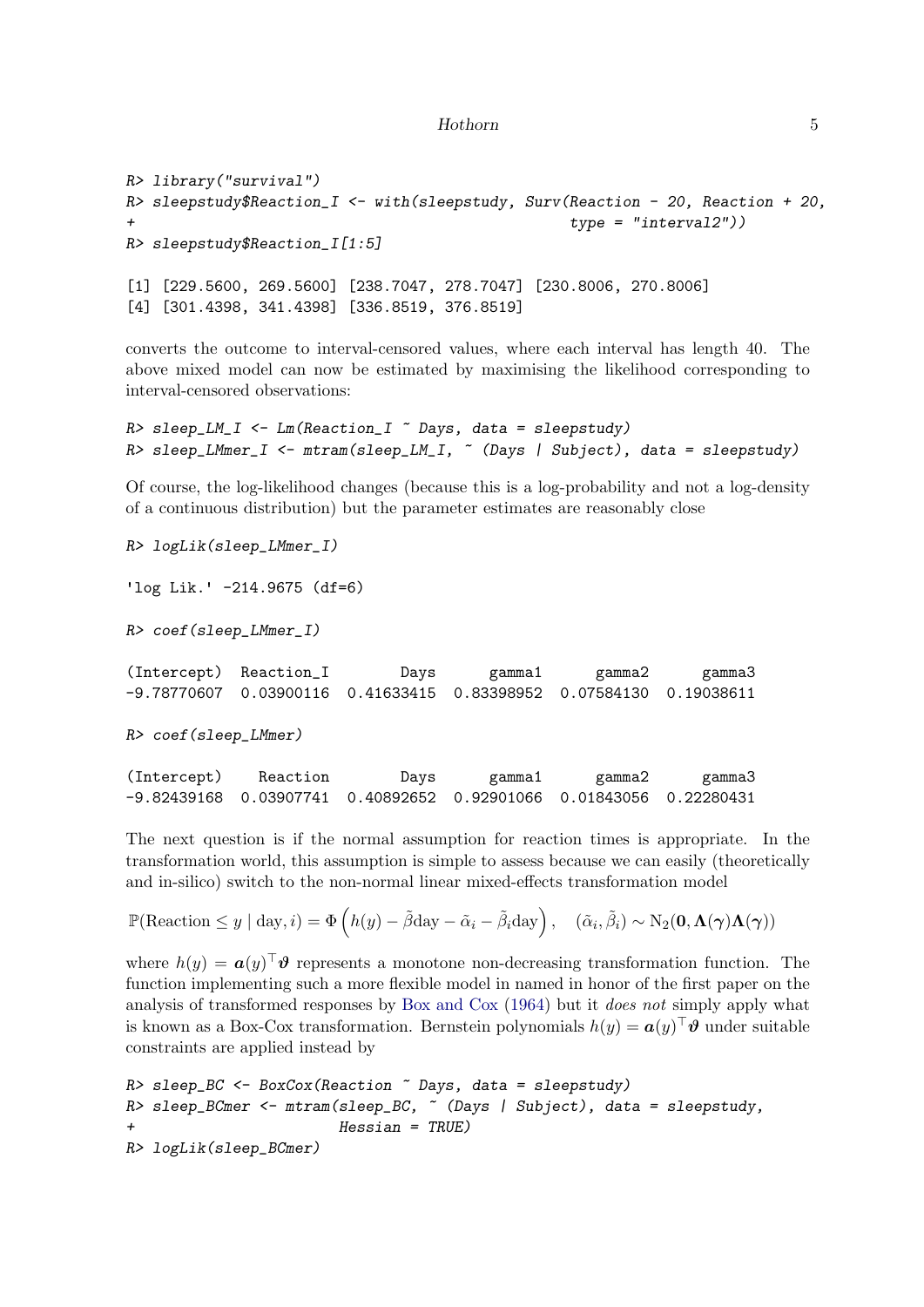```
R> library("survival")
R> sleepstudy$Reaction_I <- with(sleepstudy, Surv(Reaction - 20, Reaction + 20,
+                                              type = "interval2"))
R> sleepstudy$Reaction_I[1:5]

[1] [229.5600, 269.5600] [238.7047, 278.7047] [230.8006, 270.8006]
[4] [301.4398, 341.4398] [336.8519, 376.8519]
```

converts the outcome to interval-censored values, where each interval has length 40. The above mixed model can now be estimated by maximising the likelihood corresponding to interval-censored observations:

```
R> sleep_LM_I <- Lm(Reaction_I ~ Days, data = sleepstudy)
R> sleep_LMmer_I <- mtram(sleep_LM_I, ~ (Days | Subject), data = sleepstudy)
```

Of course, the log-likelihood changes (because this is a log-probability and not a log-density of a continuous distribution) but the parameter estimates are reasonably close

```
R> logLik(sleep_LMmer_I)

'log Lik.' -214.9675 (df=6)

R> coef(sleep_LMmer_I)

(Intercept)  Reaction_I        Days      gamma1      gamma2      gamma3 
-9.78770607  0.03900116  0.41633415  0.83398952  0.07584130  0.19038611 

R> coef(sleep_LMmer)

(Intercept)    Reaction        Days      gamma1      gamma2      gamma3 
-9.82439168  0.03907741  0.40892652  0.92901066  0.01843056  0.22280431 
```

The next question is if the normal assumption for reaction times is appropriate. In the transformation world, this assumption is simple to assess because we can easily (theoretically and in-silico) switch to the non-normal linear mixed-effects transformation model

$$\mathbb{P}(\text{Reaction} \le y \mid \text{day}, i) = \Phi\left(h(y) - \tilde{\beta}\text{day} - \tilde{\alpha}_i - \tilde{\beta}_i\text{day}\right), \quad (\tilde{\alpha}_i, \tilde{\beta}_i) \sim \text{N}_2(\mathbf{0}, \boldsymbol{\Lambda}(\boldsymbol{\gamma})\boldsymbol{\Lambda}(\boldsymbol{\gamma}))$$

where $h(y) = \boldsymbol{a}(y)^\top \boldsymbol{\vartheta}$ represents a monotone non-decreasing transformation function. The function implementing such a more flexible model in named in honor of the first paper on the analysis of transformed responses by Box and Cox (1964) but it *does not* simply apply what is known as a Box-Cox transformation. Bernstein polynomials $h(y) = \boldsymbol{a}(y)^\top \boldsymbol{\vartheta}$ under suitable constraints are applied instead by

```
R> sleep_BC <- BoxCox(Reaction ~ Days, data = sleepstudy)
R> sleep_BCmer <- mtram(sleep_BC, ~ (Days | Subject), data = sleepstudy,
+                      Hessian = TRUE)
R> logLik(sleep_BCmer)
```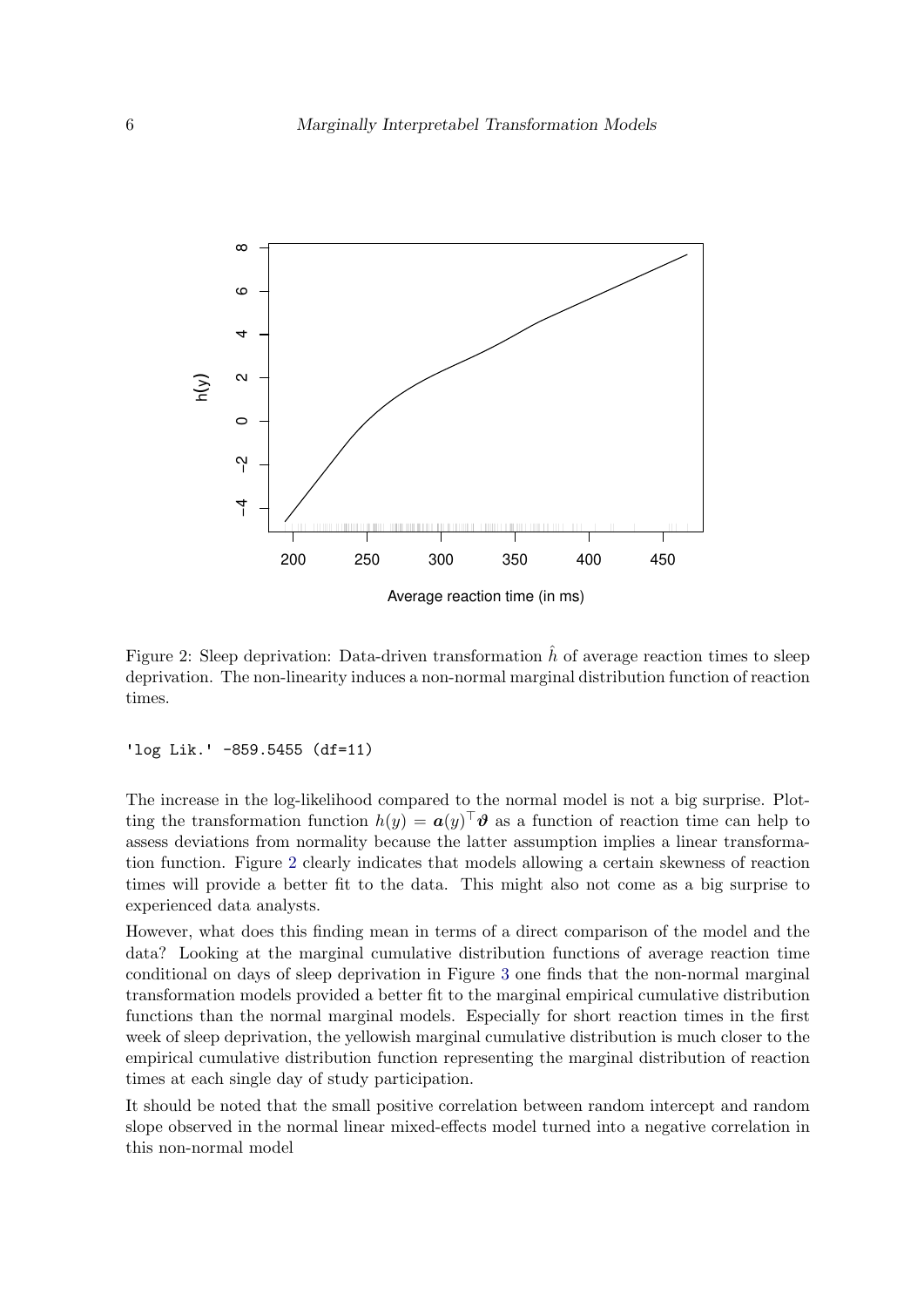Figure 2: Sleep deprivation: Data-driven transformation $\hat{h}$ of average reaction times to sleep deprivation. The non-linearity induces a non-normal marginal distribution function of reaction times.

```
'log Lik.' -859.5455 (df=11)
```

The increase in the log-likelihood compared to the normal model is not a big surprise. Plotting the transformation function $h(y) = \boldsymbol{a}(y)^\top \boldsymbol{\vartheta}$ as a function of reaction time can help to assess deviations from normality because the latter assumption implies a linear transformation function. Figure 2 clearly indicates that models allowing a certain skewness of reaction times will provide a better fit to the data. This might also not come as a big surprise to experienced data analysts.

However, what does this finding mean in terms of a direct comparison of the model and the data? Looking at the marginal cumulative distribution functions of average reaction time conditional on days of sleep deprivation in Figure 3 one finds that the non-normal marginal transformation models provided a better fit to the marginal empirical cumulative distribution functions than the normal marginal models. Especially for short reaction times in the first week of sleep deprivation, the yellowish marginal cumulative distribution is much closer to the empirical cumulative distribution function representing the marginal distribution of reaction times at each single day of study participation.

It should be noted that the small positive correlation between random intercept and random slope observed in the normal linear mixed-effects model turned into a negative correlation in this non-normal model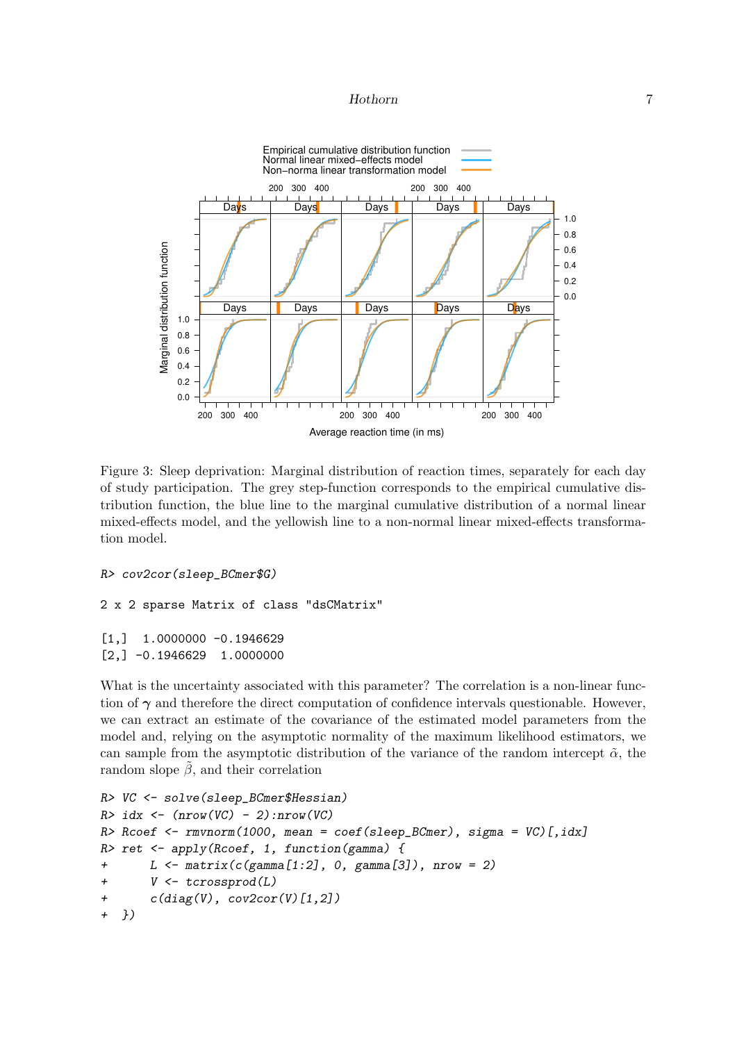Figure 3: Sleep deprivation: Marginal distribution of reaction times, separately for each day of study participation. The grey step-function corresponds to the empirical cumulative distribution function, the blue line to the marginal cumulative distribution of a normal linear mixed-effects model, and the yellowish line to a non-normal linear mixed-effects transformation model.

```
R> cov2cor(sleep_BCmer$G)

2 x 2 sparse Matrix of class "dsCMatrix"

[1,]  1.0000000 -0.1946629
[2,] -0.1946629  1.0000000
```

What is the uncertainty associated with this parameter? The correlation is a non-linear function of $\boldsymbol{\gamma}$ and therefore the direct computation of confidence intervals questionable. However, we can extract an estimate of the covariance of the estimated model parameters from the model and, relying on the asymptotic normality of the maximum likelihood estimators, we can sample from the asymptotic distribution of the variance of the random intercept $\tilde{\alpha}$, the random slope $\tilde{\beta}$, and their correlation

```
R> VC <- solve(sleep_BCmer$Hessian)
R> idx <- (nrow(VC) - 2):nrow(VC)
R> Rcoef <- rmvnorm(1000, mean = coef(sleep_BCmer), sigma = VC)[,idx]
R> ret <- apply(Rcoef, 1, function(gamma) {
+      L <- matrix(c(gamma[1:2], 0, gamma[3]), nrow = 2)
+      V <- tcrossprod(L)
+      c(diag(V), cov2cor(V)[1,2])
+ })
```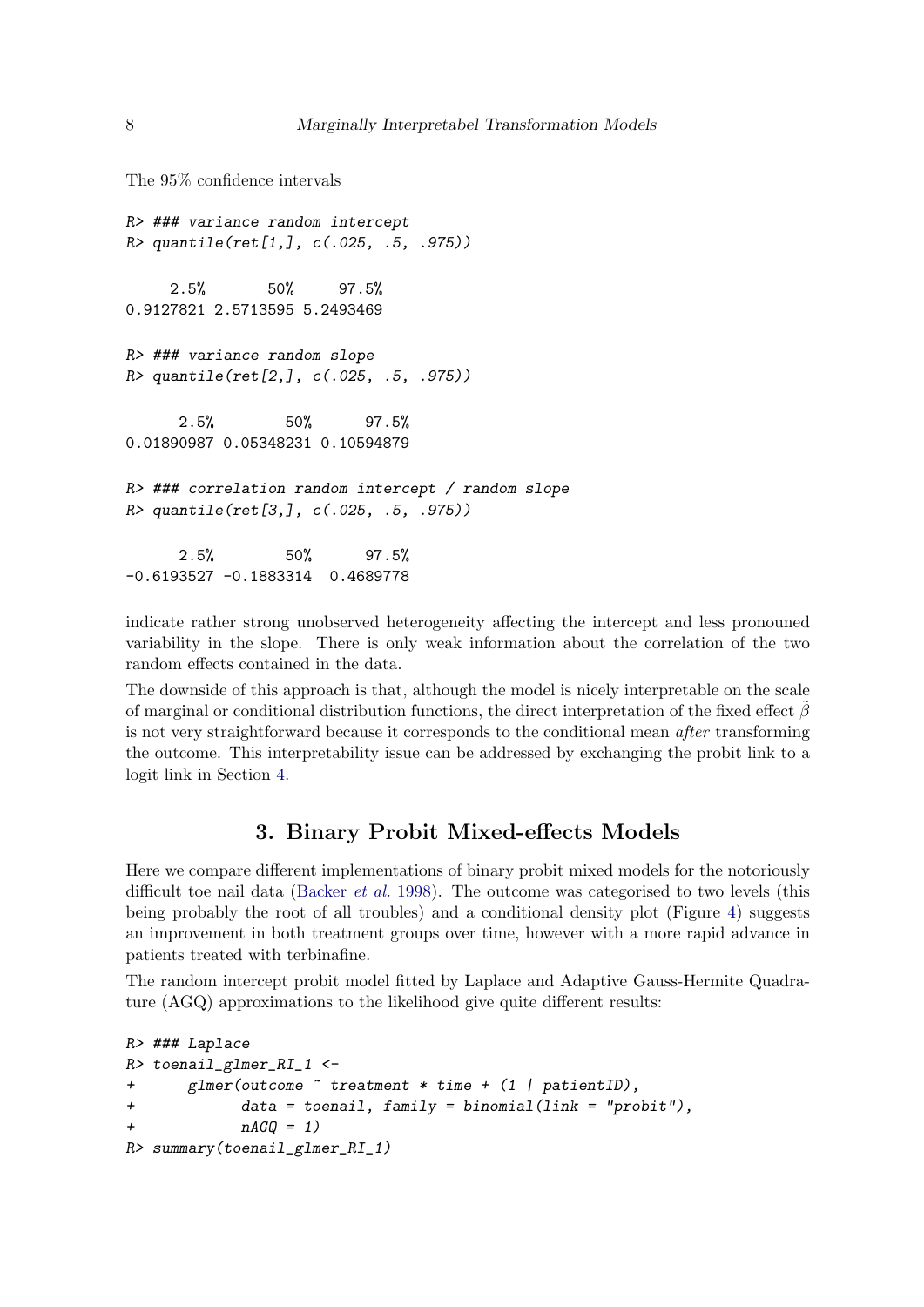The 95% confidence intervals

```
R> ### variance random intercept
R> quantile(ret[1,], c(.025, .5, .975))

     2.5%       50%     97.5% 
0.9127821 2.5713595 5.2493469 

R> ### variance random slope
R> quantile(ret[2,], c(.025, .5, .975))

      2.5%        50%      97.5% 
0.01890987 0.05348231 0.10594879 

R> ### correlation random intercept / random slope
R> quantile(ret[3,], c(.025, .5, .975))

      2.5%        50%      97.5% 
-0.6193527 -0.1883314  0.4689778 
```

indicate rather strong unobserved heterogeneity affecting the intercept and less pronouned variability in the slope. There is only weak information about the correlation of the two random effects contained in the data.

The downside of this approach is that, although the model is nicely interpretable on the scale of marginal or conditional distribution functions, the direct interpretation of the fixed effect $\tilde{\beta}$ is not very straightforward because it corresponds to the conditional mean *after* transforming the outcome. This interpretability issue can be addressed by exchanging the probit link to a logit link in Section 4.

# 3. Binary Probit Mixed-effects Models

Here we compare different implementations of binary probit mixed models for the notoriously difficult toe nail data (Backer *et al.* 1998). The outcome was categorised to two levels (this being probably the root of all troubles) and a conditional density plot (Figure 4) suggests an improvement in both treatment groups over time, however with a more rapid advance in patients treated with terbinafine.

The random intercept probit model fitted by Laplace and Adaptive Gauss-Hermite Quadrature (AGQ) approximations to the likelihood give quite different results:

```
R> ### Laplace
R> toenail_glmer_RI_1 <-
+      glmer(outcome ~ treatment * time + (1 | patientID),
+            data = toenail, family = binomial(link = "probit"),
+            nAGQ = 1)
R> summary(toenail_glmer_RI_1)
```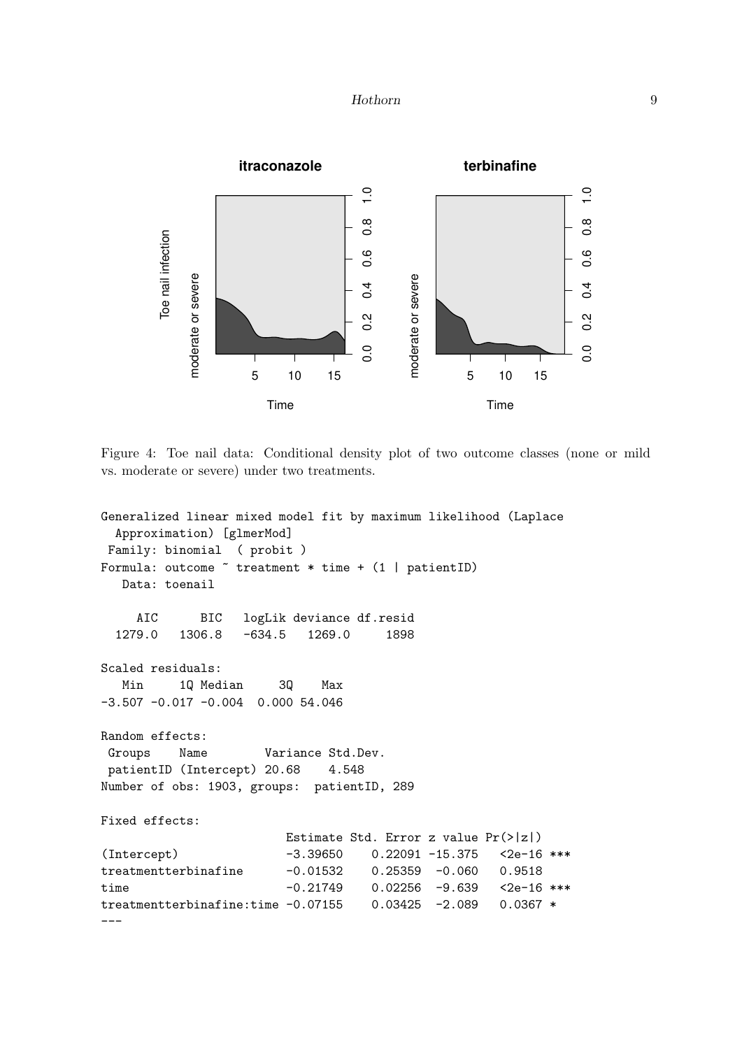Figure 4: Toe nail data: Conditional density plot of two outcome classes (none or mild vs. moderate or severe) under two treatments.

```
Generalized linear mixed model fit by maximum likelihood (Laplace
  Approximation) [glmerMod]
 Family: binomial  ( probit )
Formula: outcome ~ treatment * time + (1 | patientID)
   Data: toenail

     AIC      BIC   logLik deviance df.resid
  1279.0   1306.8   -634.5   1269.0     1898

Scaled residuals:
   Min     1Q Median     3Q    Max
-3.507 -0.017 -0.004  0.000 54.046

Random effects:
 Groups    Name        Variance Std.Dev.
 patientID (Intercept) 20.68    4.548
Number of obs: 1903, groups:  patientID, 289

Fixed effects:
                           Estimate Std. Error z value Pr(>|z|)
(Intercept)                -3.39650    0.22091 -15.375   <2e-16 ***
treatmentterbinafine       -0.01532    0.25359  -0.060   0.9518
time                       -0.21749    0.02256  -9.639   <2e-16 ***
treatmentterbinafine:time -0.07155    0.03425  -2.089   0.0367 *
---
```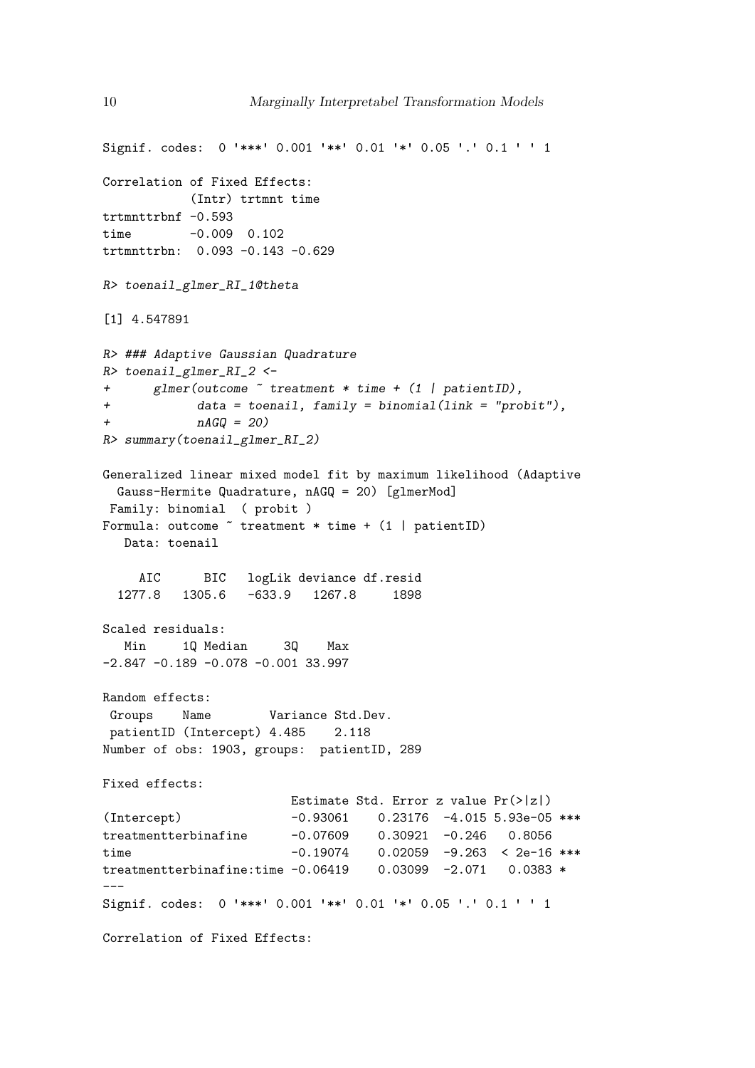```
Signif. codes:  0 '***' 0.001 '**' 0.01 '*' 0.05 '.' 0.1 ' ' 1

Correlation of Fixed Effects:
            (Intr) trtmnt time
trtmnttrbnf -0.593
time        -0.009  0.102
trtmnttrbn:  0.093 -0.143 -0.629

R> toenail_glmer_RI_1@theta

[1] 4.547891

R> ### Adaptive Gaussian Quadrature
R> toenail_glmer_RI_2 <-
+      glmer(outcome ~ treatment * time + (1 | patientID),
+            data = toenail, family = binomial(link = "probit"),
+            nAGQ = 20)
R> summary(toenail_glmer_RI_2)

Generalized linear mixed model fit by maximum likelihood (Adaptive
  Gauss-Hermite Quadrature, nAGQ = 20) [glmerMod]
 Family: binomial  ( probit )
Formula: outcome ~ treatment * time + (1 | patientID)
   Data: toenail

     AIC      BIC   logLik deviance df.resid
  1277.8   1305.6   -633.9   1267.8     1898

Scaled residuals:
   Min     1Q Median     3Q    Max
-2.847 -0.189 -0.078 -0.001 33.997

Random effects:
 Groups    Name        Variance Std.Dev.
 patientID (Intercept) 4.485    2.118
Number of obs: 1903, groups:  patientID, 289

Fixed effects:
                          Estimate Std. Error z value Pr(>|z|)
(Intercept)               -0.93061    0.23176  -4.015 5.93e-05 ***
treatmentterbinafine      -0.07609    0.30921  -0.246   0.8056
time                      -0.19074    0.02059  -9.263  < 2e-16 ***
treatmentterbinafine:time -0.06419    0.03099  -2.071   0.0383 *
---
Signif. codes:  0 '***' 0.001 '**' 0.01 '*' 0.05 '.' 0.1 ' ' 1

Correlation of Fixed Effects:
```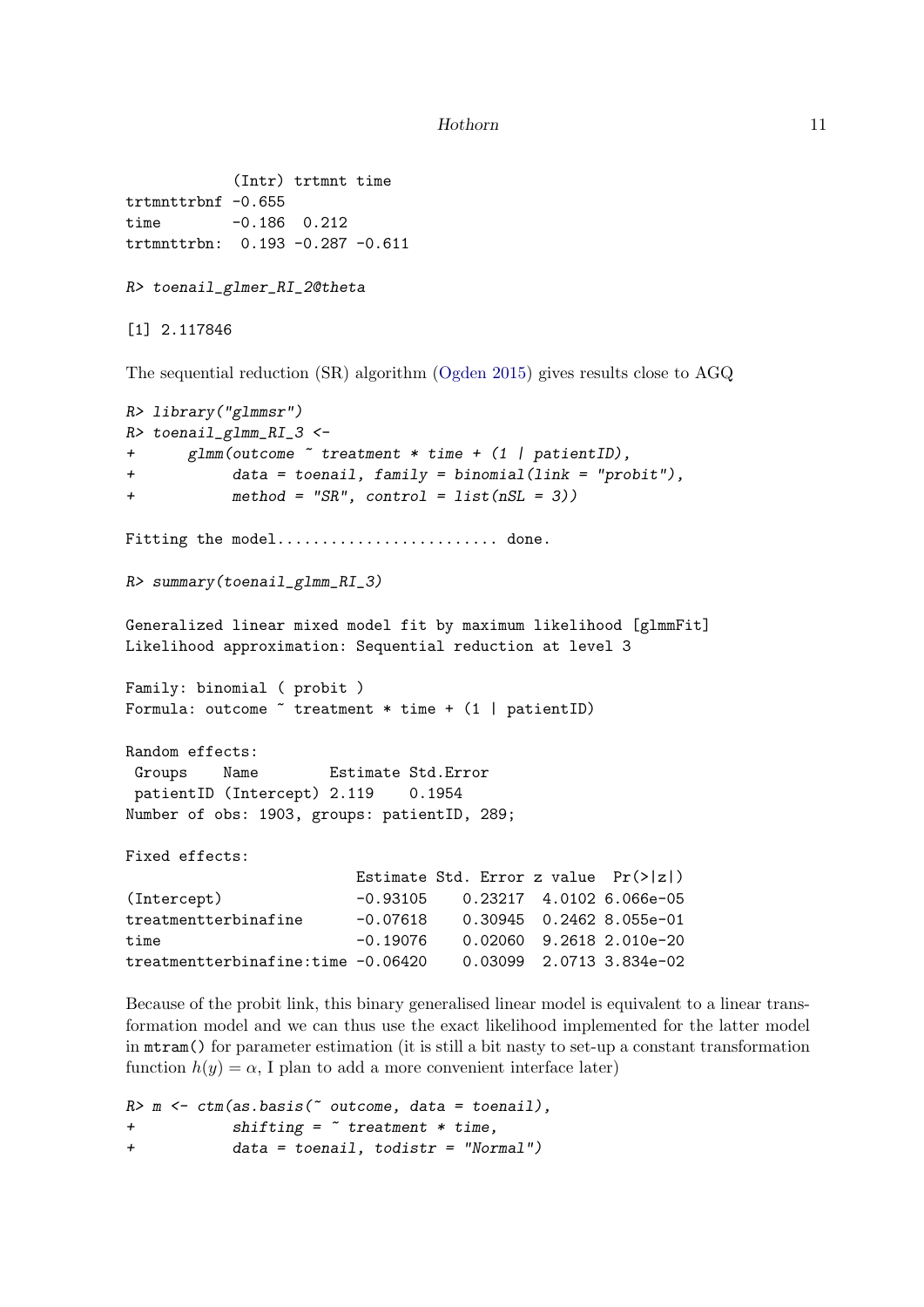```
            (Intr) trtmnt time
trtmnttrbnf -0.655
time        -0.186  0.212
trtmnttrbn:  0.193 -0.287 -0.611
```

```
R> toenail_glmer_RI_2@theta
```

```
[1] 2.117846
```

The sequential reduction (SR) algorithm (Ogden 2015) gives results close to AGQ

```
R> library("glmmsr")
R> toenail_glmm_RI_3 <-
+      glmm(outcome ~ treatment * time + (1 | patientID),
+           data = toenail, family = binomial(link = "probit"),
+           method = "SR", control = list(nSL = 3))
```

```
Fitting the model......................... done.
```

```
R> summary(toenail_glmm_RI_3)
```

```
Generalized linear mixed model fit by maximum likelihood [glmmFit]
Likelihood approximation: Sequential reduction at level 3

Family: binomial ( probit )
Formula: outcome ~ treatment * time + (1 | patientID)

Random effects:
 Groups    Name        Estimate Std.Error
 patientID (Intercept) 2.119    0.1954
Number of obs: 1903, groups: patientID, 289;

Fixed effects:
                         Estimate Std. Error z value  Pr(>|z|)
(Intercept)              -0.93105    0.23217  4.0102 6.066e-05
treatmentterbinafine     -0.07618    0.30945  0.2462 8.055e-01
time                     -0.19076    0.02060  9.2618 2.010e-20
treatmentterbinafine:time -0.06420   0.03099  2.0713 3.834e-02
```

Because of the probit link, this binary generalised linear model is equivalent to a linear transformation model and we can thus use the exact likelihood implemented for the latter model in `mtram()` for parameter estimation (it is still a bit nasty to set-up a constant transformation function $h(y) = \alpha$, I plan to add a more convenient interface later)

```
R> m <- ctm(as.basis(~ outcome, data = toenail),
+           shifting = ~ treatment * time,
+           data = toenail, todistr = "Normal")
```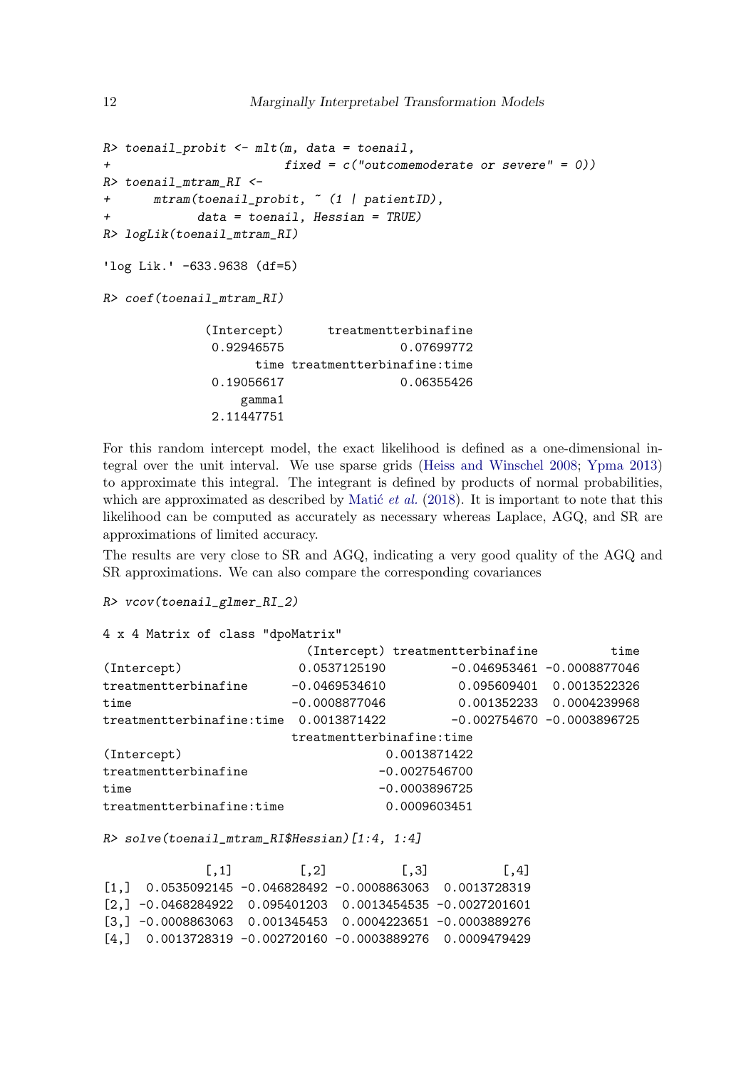```
R> toenail_probit <- mlt(m, data = toenail,
+                       fixed = c("outcomemoderate or severe" = 0))
R> toenail_mtram_RI <-
+      mtram(toenail_probit, ~ (1 | patientID),
+            data = toenail, Hessian = TRUE)
R> logLik(toenail_mtram_RI)

'log Lik.' -633.9638 (df=5)

R> coef(toenail_mtram_RI)

             (Intercept)      treatmentterbinafine 
              0.92946575                0.07699772 
                    time treatmentterbinafine:time 
              0.19056617                0.06355426 
                  gamma1 
              2.11447751 
```

For this random intercept model, the exact likelihood is defined as a one-dimensional integral over the unit interval. We use sparse grids (Heiss and Winschel 2008; Ypma 2013) to approximate this integral. The integrant is defined by products of normal probabilities, which are approximated as described by Matić *et al.* (2018). It is important to note that this likelihood can be computed as accurately as necessary whereas Laplace, AGQ, and SR are approximations of limited accuracy.

The results are very close to SR and AGQ, indicating a very good quality of the AGQ and SR approximations. We can also compare the corresponding covariances

```
R> vcov(toenail_glmer_RI_2)

4 x 4 Matrix of class "dpoMatrix"
                          (Intercept) treatmentterbinafine          time
(Intercept)               0.0537125190         -0.046953461 -0.0008877046
treatmentterbinafine     -0.0469534610          0.095609401  0.0013522326
time                     -0.0008877046          0.001352233  0.0004239968
treatmentterbinafine:time  0.0013871422         -0.002754670 -0.0003896725
                         treatmentterbinafine:time
(Intercept)                           0.0013871422
treatmentterbinafine                 -0.0027546700
time                                 -0.0003896725
treatmentterbinafine:time             0.0009603451

R> solve(toenail_mtram_RI$Hessian)[1:4, 1:4]

              [,1]         [,2]          [,3]          [,4]
[1,]  0.0535092145 -0.046828492 -0.0008863063  0.0013728319
[2,] -0.0468284922  0.095401203  0.0013454535 -0.0027201601
[3,] -0.0008863063  0.001345453  0.0004223651 -0.0003889276
[4,]  0.0013728319 -0.002720160 -0.0003889276  0.0009479429
```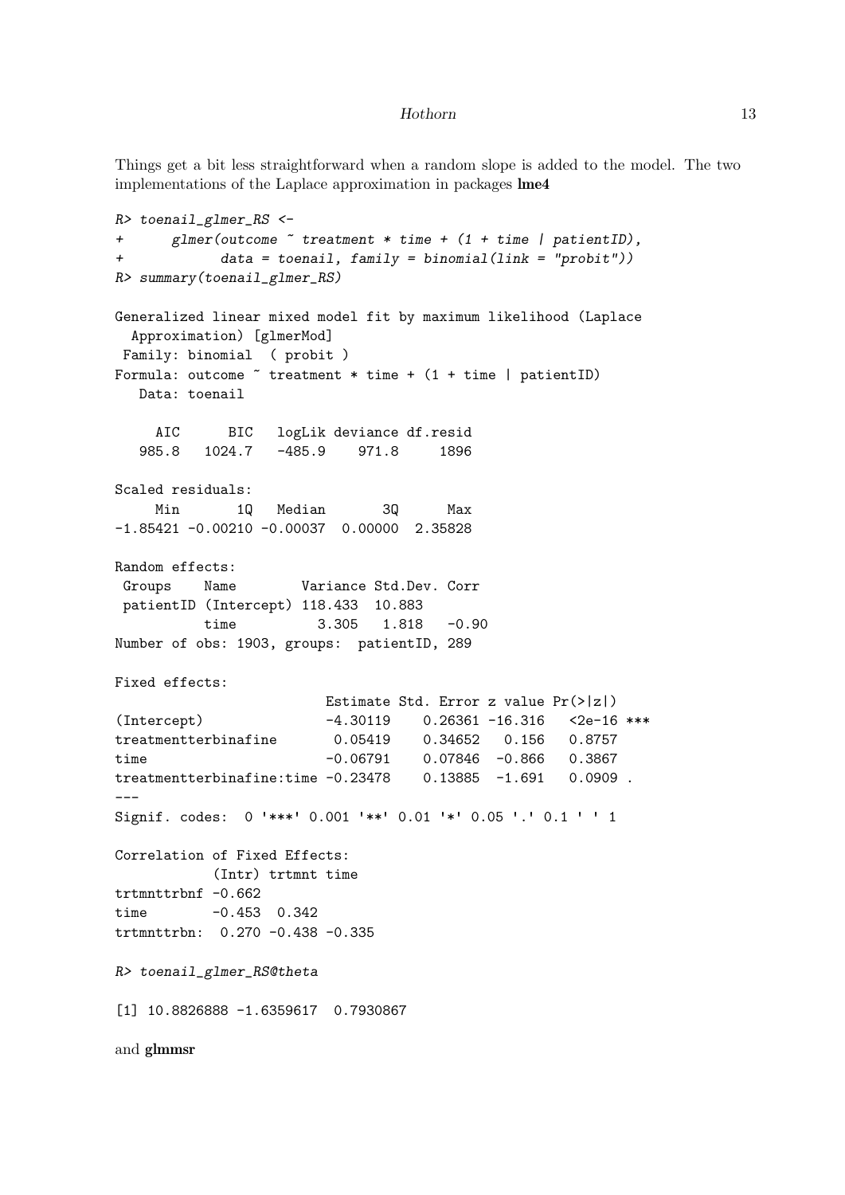Things get a bit less straightforward when a random slope is added to the model. The two implementations of the Laplace approximation in packages **lme4**

```
R> toenail_glmer_RS <-
+      glmer(outcome ~ treatment * time + (1 + time | patientID),
+            data = toenail, family = binomial(link = "probit"))
R> summary(toenail_glmer_RS)

Generalized linear mixed model fit by maximum likelihood (Laplace
  Approximation) [glmerMod]
 Family: binomial  ( probit )
Formula: outcome ~ treatment * time + (1 + time | patientID)
   Data: toenail

     AIC      BIC   logLik deviance df.resid
   985.8   1024.7   -485.9    971.8     1896

Scaled residuals:
     Min       1Q   Median       3Q      Max
-1.85421 -0.00210 -0.00037  0.00000  2.35828

Random effects:
 Groups    Name        Variance Std.Dev. Corr
 patientID (Intercept) 118.433  10.883
           time          3.305   1.818   -0.90
Number of obs: 1903, groups:  patientID, 289

Fixed effects:
                         Estimate Std. Error z value Pr(>|z|)
(Intercept)              -4.30119    0.26361 -16.316   <2e-16 ***
treatmentterbinafine      0.05419    0.34652   0.156   0.8757
time                     -0.06791    0.07846  -0.866   0.3867
treatmentterbinafine:time -0.23478    0.13885  -1.691   0.0909 .
---
Signif. codes:  0 '***' 0.001 '**' 0.01 '*' 0.05 '.' 0.1 ' ' 1

Correlation of Fixed Effects:
            (Intr) trtmnt time
trtmnttrbnf -0.662
time        -0.453  0.342
trtmnttrbn:  0.270 -0.438 -0.335

R> toenail_glmer_RS@theta

[1] 10.8826888 -1.6359617  0.7930867
```

and **glmmsr**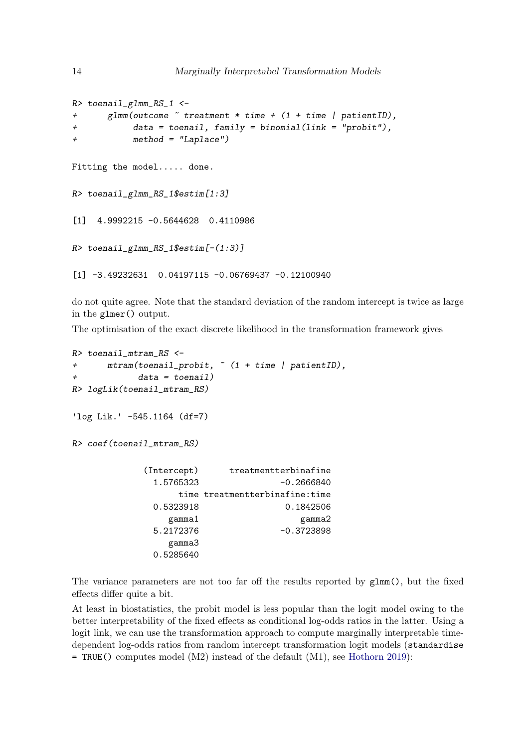```
R> toenail_glmm_RS_1 <-
+      glmm(outcome ~ treatment * time + (1 + time | patientID),
+           data = toenail, family = binomial(link = "probit"),
+           method = "Laplace")

Fitting the model..... done.

R> toenail_glmm_RS_1$estim[1:3]

[1]  4.9992215 -0.5644628  0.4110986

R> toenail_glmm_RS_1$estim[-(1:3)]

[1] -3.49232631  0.04197115 -0.06769437 -0.12100940
```

do not quite agree. Note that the standard deviation of the random intercept is twice as large in the `glmer()` output.

The optimisation of the exact discrete likelihood in the transformation framework gives

```
R> toenail_mtram_RS <-
+      mtram(toenail_probit, ~ (1 + time | patientID),
+            data = toenail)
R> logLik(toenail_mtram_RS)

'log Lik.' -545.1164 (df=7)

R> coef(toenail_mtram_RS)

              (Intercept)      treatmentterbinafine
                1.5765323                -0.2666840
                     time treatmentterbinafine:time
                0.5323918                 0.1842506
                   gamma1                    gamma2
                5.2172376                -0.3723898
                   gamma3
                0.5285640
```

The variance parameters are not too far off the results reported by `glmm()`, but the fixed effects differ quite a bit.

At least in biostatistics, the probit model is less popular than the logit model owing to the better interpretability of the fixed effects as conditional log-odds ratios in the latter. Using a logit link, we can use the transformation approach to compute marginally interpretable time-dependent log-odds ratios from random intercept transformation logit models (`standardise = TRUE()` computes model (M2) instead of the default (M1), see Hothorn 2019):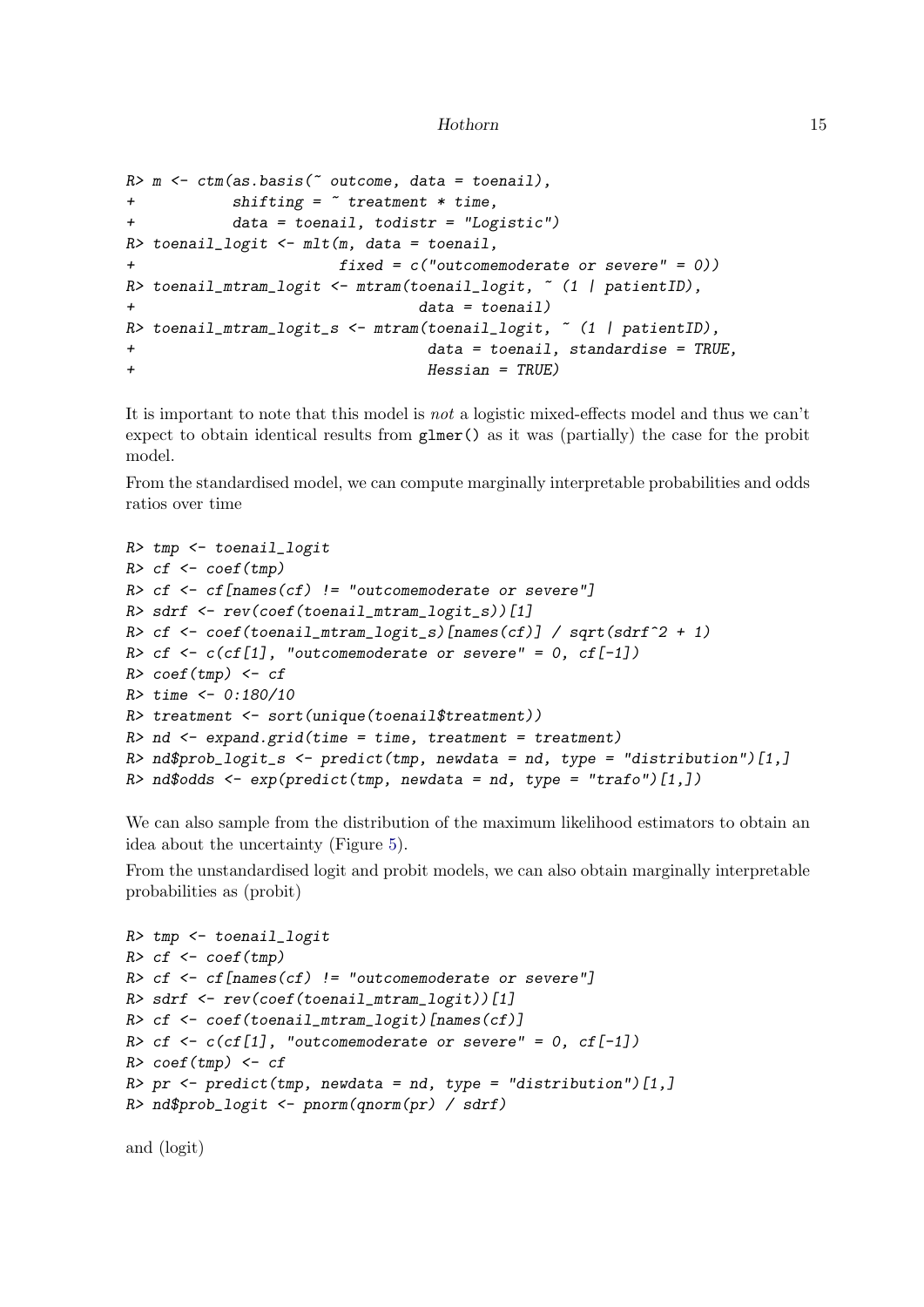```
R> m <- ctm(as.basis(~ outcome, data = toenail),
+           shifting = ~ treatment * time,
+           data = toenail, todistr = "Logistic")
R> toenail_logit <- mlt(m, data = toenail,
+                      fixed = c("outcomemoderate or severe" = 0))
R> toenail_mtram_logit <- mtram(toenail_logit, ~ (1 | patientID),
+                              data = toenail)
R> toenail_mtram_logit_s <- mtram(toenail_logit, ~ (1 | patientID),
+                                data = toenail, standardise = TRUE,
+                                Hessian = TRUE)
```

It is important to note that this model is *not* a logistic mixed-effects model and thus we can't expect to obtain identical results from glmer() as it was (partially) the case for the probit model.

From the standardised model, we can compute marginally interpretable probabilities and odds ratios over time

```
R> tmp <- toenail_logit
R> cf <- coef(tmp)
R> cf <- cf[names(cf) != "outcomemoderate or severe"]
R> sdrf <- rev(coef(toenail_mtram_logit_s))[1]
R> cf <- coef(toenail_mtram_logit_s)[names(cf)] / sqrt(sdrf^2 + 1)
R> cf <- c(cf[1], "outcomemoderate or severe" = 0, cf[-1])
R> coef(tmp) <- cf
R> time <- 0:180/10
R> treatment <- sort(unique(toenail$treatment))
R> nd <- expand.grid(time = time, treatment = treatment)
R> nd$prob_logit_s <- predict(tmp, newdata = nd, type = "distribution")[1,]
R> nd$odds <- exp(predict(tmp, newdata = nd, type = "trafo")[1,])
```

We can also sample from the distribution of the maximum likelihood estimators to obtain an idea about the uncertainty (Figure 5).

From the unstandardised logit and probit models, we can also obtain marginally interpretable probabilities as (probit)

```
R> tmp <- toenail_logit
R> cf <- coef(tmp)
R> cf <- cf[names(cf) != "outcomemoderate or severe"]
R> sdrf <- rev(coef(toenail_mtram_logit))[1]
R> cf <- coef(toenail_mtram_logit)[names(cf)]
R> cf <- c(cf[1], "outcomemoderate or severe" = 0, cf[-1])
R> coef(tmp) <- cf
R> pr <- predict(tmp, newdata = nd, type = "distribution")[1,]
R> nd$prob_logit <- pnorm(qnorm(pr) / sdrf)
```

and (logit)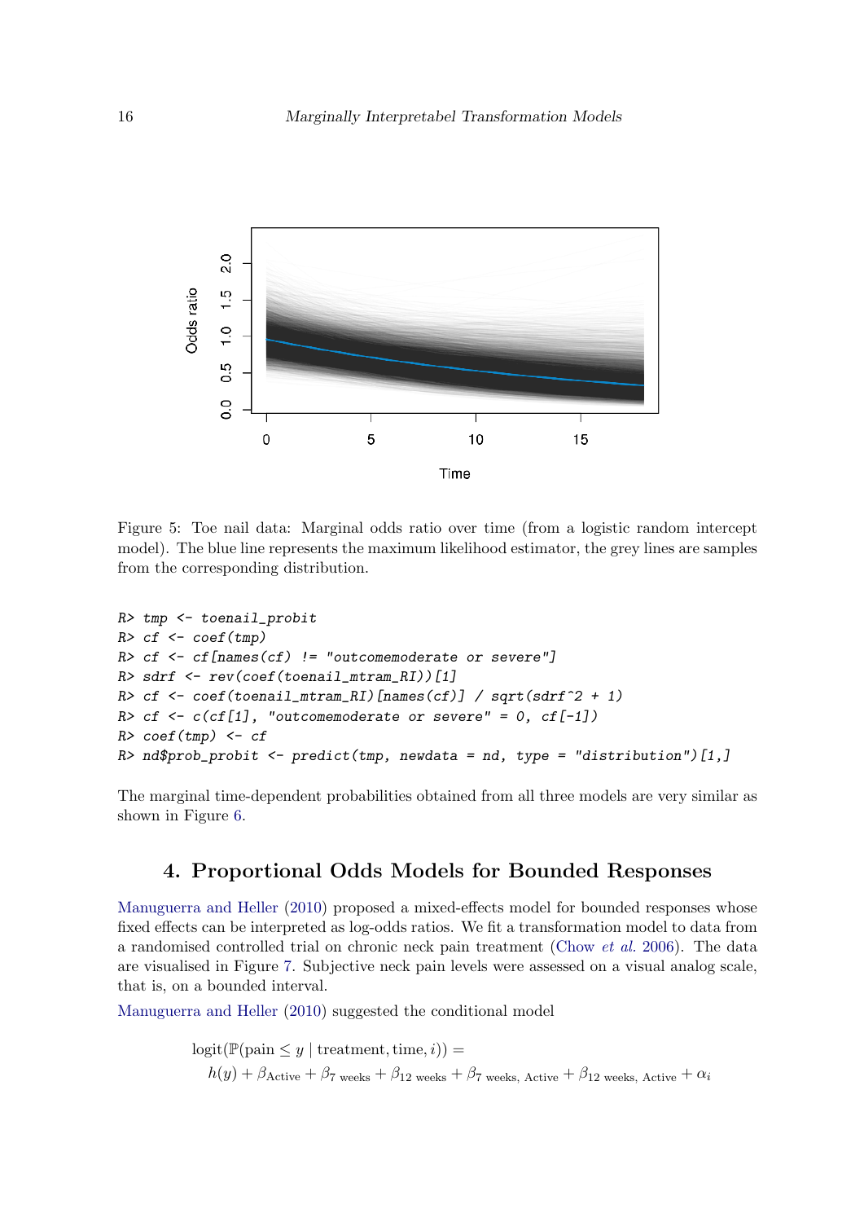Figure 5: Toe nail data: Marginal odds ratio over time (from a logistic random intercept model). The blue line represents the maximum likelihood estimator, the grey lines are samples from the corresponding distribution.

```
R> tmp <- toenail_probit
R> cf <- coef(tmp)
R> cf <- cf[names(cf) != "outcomemoderate or severe"]
R> sdrf <- rev(coef(toenail_mtram_RI))[1]
R> cf <- coef(toenail_mtram_RI)[names(cf)] / sqrt(sdrf^2 + 1)
R> cf <- c(cf[1], "outcomemoderate or severe" = 0, cf[-1])
R> coef(tmp) <- cf
R> nd$prob_probit <- predict(tmp, newdata = nd, type = "distribution")[1,]
```

The marginal time-dependent probabilities obtained from all three models are very similar as shown in Figure 6.

# 4. Proportional Odds Models for Bounded Responses

Manuguerra and Heller (2010) proposed a mixed-effects model for bounded responses whose fixed effects can be interpreted as log-odds ratios. We fit a transformation model to data from a randomised controlled trial on chronic neck pain treatment (Chow *et al.* 2006). The data are visualised in Figure 7. Subjective neck pain levels were assessed on a visual analog scale, that is, on a bounded interval.

Manuguerra and Heller (2010) suggested the conditional model

$$
\begin{aligned}
&\text{logit}(\mathbb{P}(\text{pain} \le y \mid \text{treatment}, \text{time}, i)) = \\
&\quad h(y) + \beta_{\text{Active}} + \beta_{7 \text{ weeks}} + \beta_{12 \text{ weeks}} + \beta_{7 \text{ weeks, Active}} + \beta_{12 \text{ weeks, Active}} + \alpha_i
\end{aligned}
$$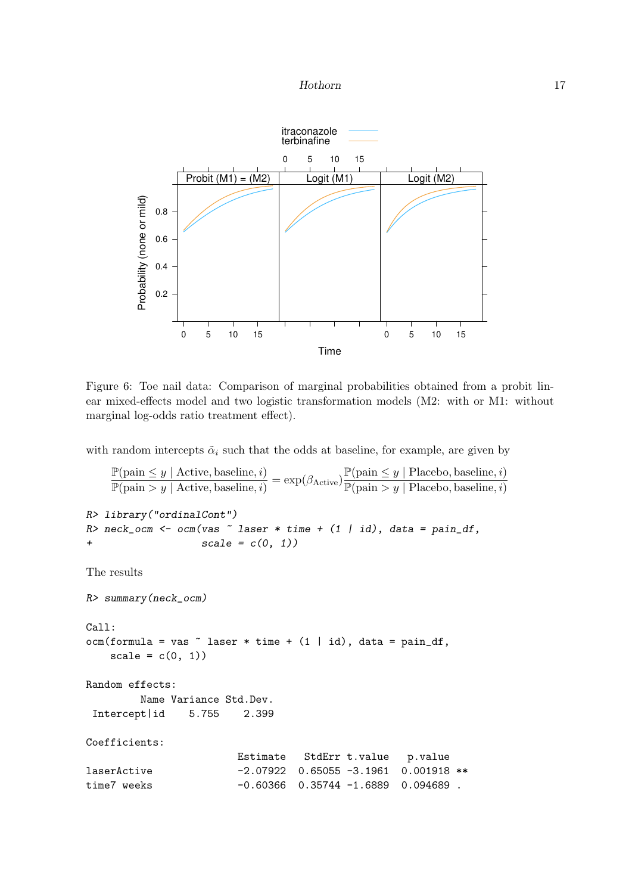Figure 6: Toe nail data: Comparison of marginal probabilities obtained from a probit linear mixed-effects model and two logistic transformation models (M2: with or M1: without marginal log-odds ratio treatment effect).

with random intercepts $\tilde{\alpha}_i$ such that the odds at baseline, for example, are given by

$$\frac{\mathbb{P}(\text{pain} \le y \mid \text{Active}, \text{baseline}, i)}{\mathbb{P}(\text{pain} > y \mid \text{Active}, \text{baseline}, i)} = \exp(\beta_{\text{Active}}) \frac{\mathbb{P}(\text{pain} \le y \mid \text{Placebo}, \text{baseline}, i)}{\mathbb{P}(\text{pain} > y \mid \text{Placebo}, \text{baseline}, i)}$$

```
R> library("ordinalCont")
R> neck_ocm <- ocm(vas ~ laser * time + (1 | id), data = pain_df,
+                  scale = c(0, 1))
```

The results

```
R> summary(neck_ocm)

Call:
ocm(formula = vas ~ laser * time + (1 | id), data = pain_df,
    scale = c(0, 1))

Random effects:
         Name Variance Std.Dev.
 Intercept|id    5.755    2.399

Coefficients:
                          Estimate   StdErr t.value   p.value
laserActive               -2.07922  0.65055 -3.1961  0.001918 **
time7 weeks               -0.60366  0.35744 -1.6889  0.094689 .
```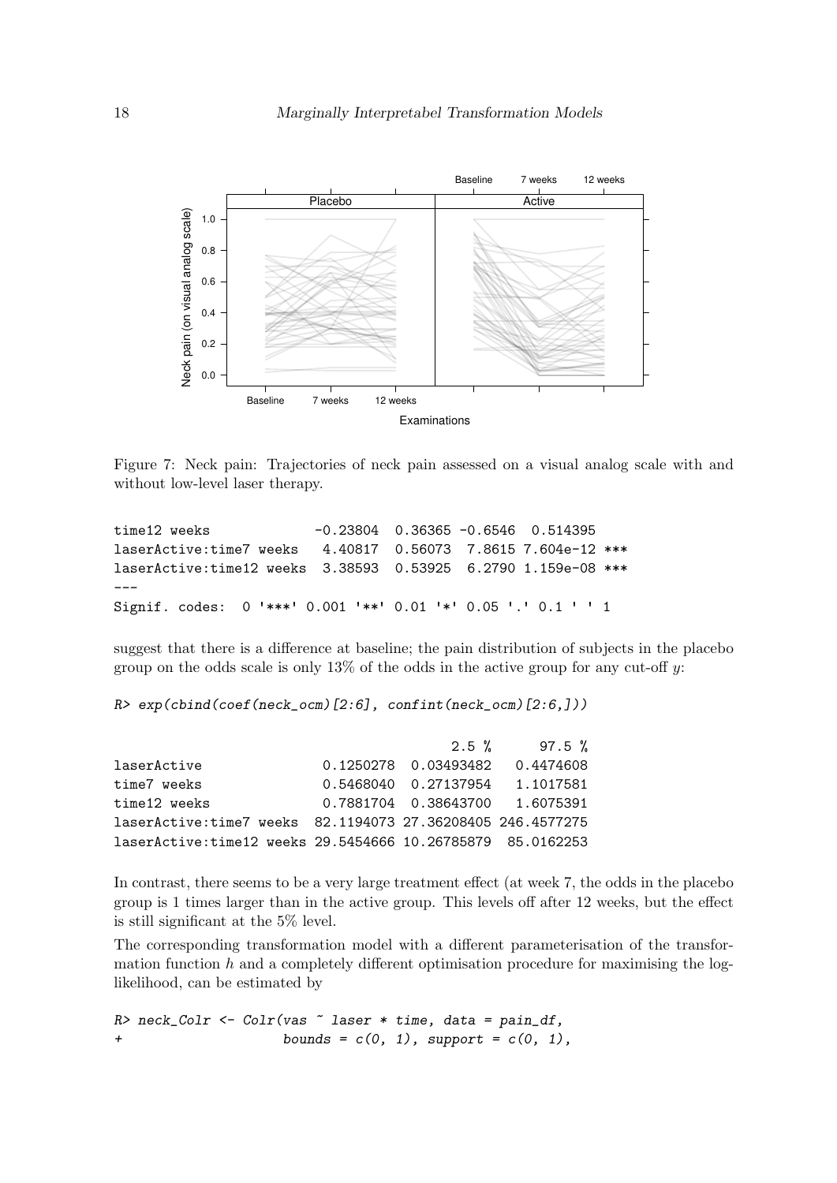Figure 7: Neck pain: Trajectories of neck pain assessed on a visual analog scale with and without low-level laser therapy.

```
time12 weeks             -0.23804  0.36365 -0.6546  0.514395
laserActive:time7 weeks   4.40817  0.56073  7.8615 7.604e-12 ***
laserActive:time12 weeks  3.38593  0.53925  6.2790 1.159e-08 ***
---
Signif. codes:  0 '***' 0.001 '**' 0.01 '*' 0.05 '.' 0.1 ' ' 1
```

suggest that there is a difference at baseline; the pain distribution of subjects in the placebo group on the odds scale is only 13% of the odds in the active group for any cut-off $y$:

```
R> exp(cbind(coef(neck_ocm)[2:6], confint(neck_ocm)[2:6,]))

                                        2.5 %      97.5 %
laserActive              0.1250278  0.03493482   0.4474608
time7 weeks              0.5468040  0.27137954   1.1017581
time12 weeks             0.7881704  0.38643700   1.6075391
laserActive:time7 weeks  82.1194073 27.36208405 246.4577275
laserActive:time12 weeks 29.5454666 10.26785879  85.0162253
```

In contrast, there seems to be a very large treatment effect (at week 7, the odds in the placebo group is 1 times larger than in the active group. This levels off after 12 weeks, but the effect is still significant at the 5% level.

The corresponding transformation model with a different parameterisation of the transformation function $h$ and a completely different optimisation procedure for maximising the log-likelihood, can be estimated by

```
R> neck_Colr <- Colr(vas ~ laser * time, data = pain_df,
+                   bounds = c(0, 1), support = c(0, 1),
```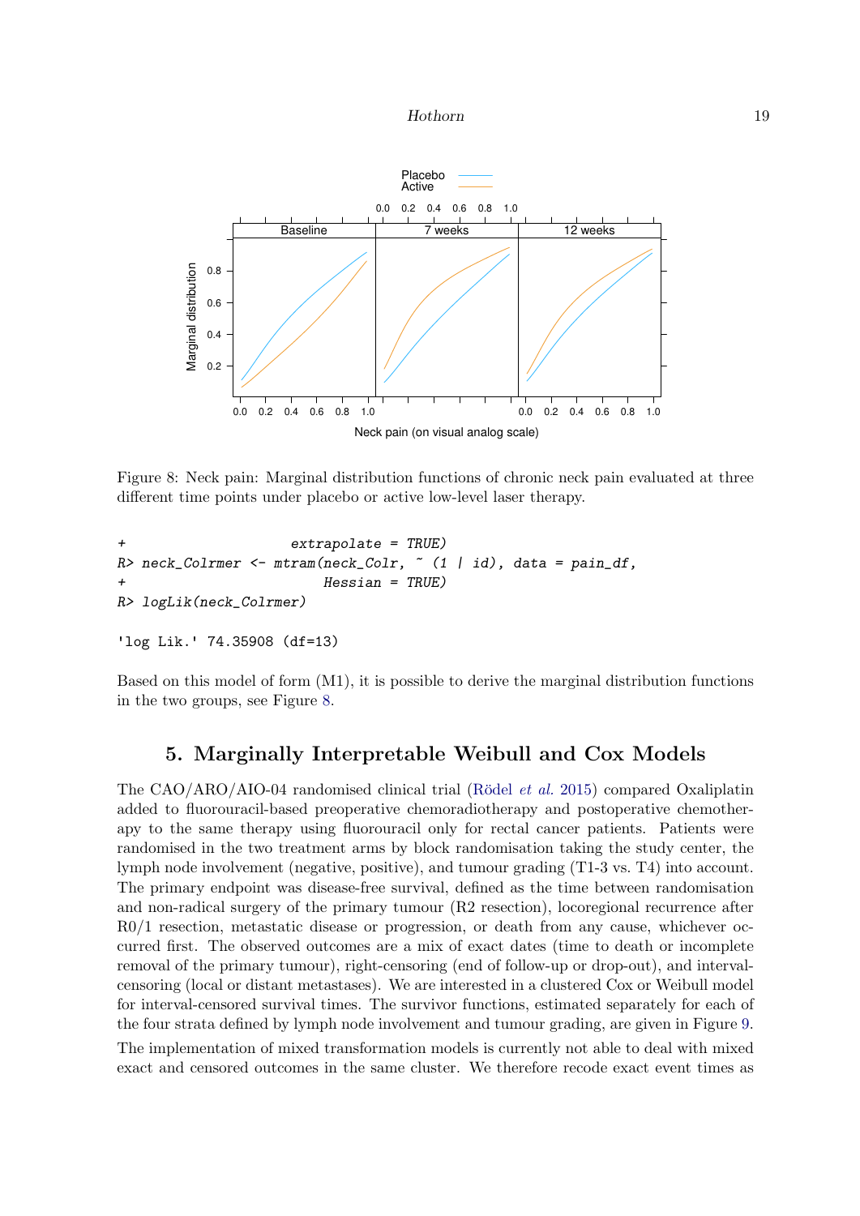Figure 8: Neck pain: Marginal distribution functions of chronic neck pain evaluated at three different time points under placebo or active low-level laser therapy.

```
+                    extrapolate = TRUE)
R> neck_Colrmer <- mtram(neck_Colr, ~ (1 | id), data = pain_df,
+                        Hessian = TRUE)
R> logLik(neck_Colrmer)

'log Lik.' 74.35908 (df=13)
```

Based on this model of form (M1), it is possible to derive the marginal distribution functions in the two groups, see Figure 8.

## 5. Marginally Interpretable Weibull and Cox Models

The CAO/ARO/AIO-04 randomised clinical trial (Rödel *et al.* 2015) compared Oxaliplatin added to fluorouracil-based preoperative chemoradiotherapy and postoperative chemotherapy to the same therapy using fluorouracil only for rectal cancer patients. Patients were randomised in the two treatment arms by block randomisation taking the study center, the lymph node involvement (negative, positive), and tumour grading (T1-3 vs. T4) into account. The primary endpoint was disease-free survival, defined as the time between randomisation and non-radical surgery of the primary tumour (R2 resection), locoregional recurrence after R0/1 resection, metastatic disease or progression, or death from any cause, whichever occurred first. The observed outcomes are a mix of exact dates (time to death or incomplete removal of the primary tumour), right-censoring (end of follow-up or drop-out), and interval-censoring (local or distant metastases). We are interested in a clustered Cox or Weibull model for interval-censored survival times. The survivor functions, estimated separately for each of the four strata defined by lymph node involvement and tumour grading, are given in Figure 9.

The implementation of mixed transformation models is currently not able to deal with mixed exact and censored outcomes in the same cluster. We therefore recode exact event times as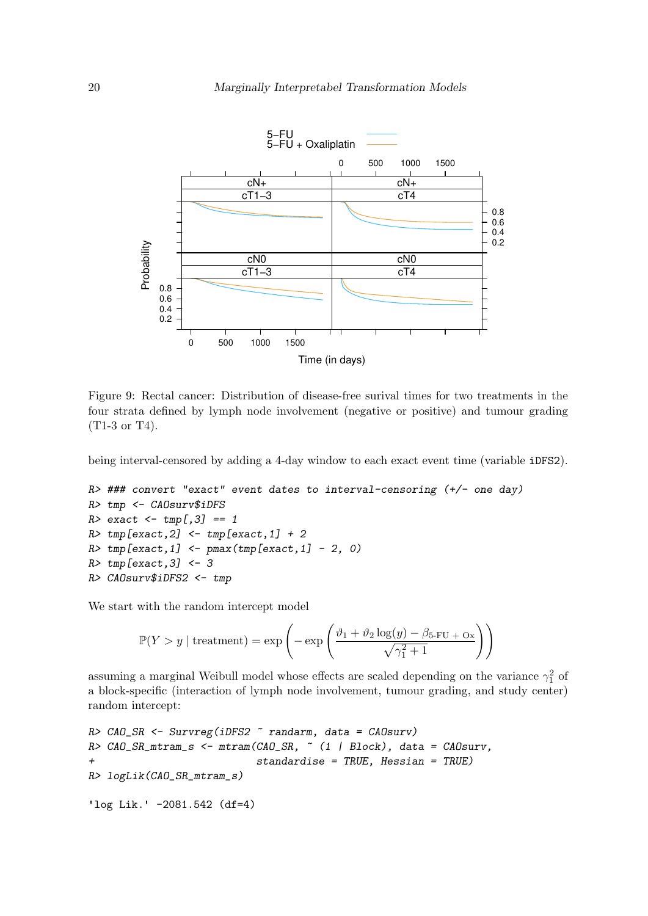Figure 9: Rectal cancer: Distribution of disease-free surival times for two treatments in the four strata defined by lymph node involvement (negative or positive) and tumour grading (T1-3 or T4).

being interval-censored by adding a 4-day window to each exact event time (variable iDFS2).

```
R> ### convert "exact" event dates to interval-censoring (+/- one day)
R> tmp <- CAOsurv$iDFS
R> exact <- tmp[,3] == 1
R> tmp[exact,2] <- tmp[exact,1] + 2
R> tmp[exact,1] <- pmax(tmp[exact,1] - 2, 0)
R> tmp[exact,3] <- 3
R> CAOsurv$iDFS2 <- tmp
```

We start with the random intercept model

$$\mathbb{P}(Y > y \mid \text{treatment}) = \exp\left(-\exp\left(\frac{\vartheta_1 + \vartheta_2 \log(y) - \beta_{\text{5-FU + Ox}}}{\sqrt{\gamma_1^2 + 1}}\right)\right)$$

assuming a marginal Weibull model whose effects are scaled depending on the variance $\gamma_1^2$ of a block-specific (interaction of lymph node involvement, tumour grading, and study center) random intercept:

```
R> CAO_SR <- Survreg(iDFS2 ~ randarm, data = CAOsurv)
R> CAO_SR_mtram_s <- mtram(CAO_SR, ~ (1 | Block), data = CAOsurv,
+                         standardise = TRUE, Hessian = TRUE)
R> logLik(CAO_SR_mtram_s)

'log Lik.' -2081.542 (df=4)
```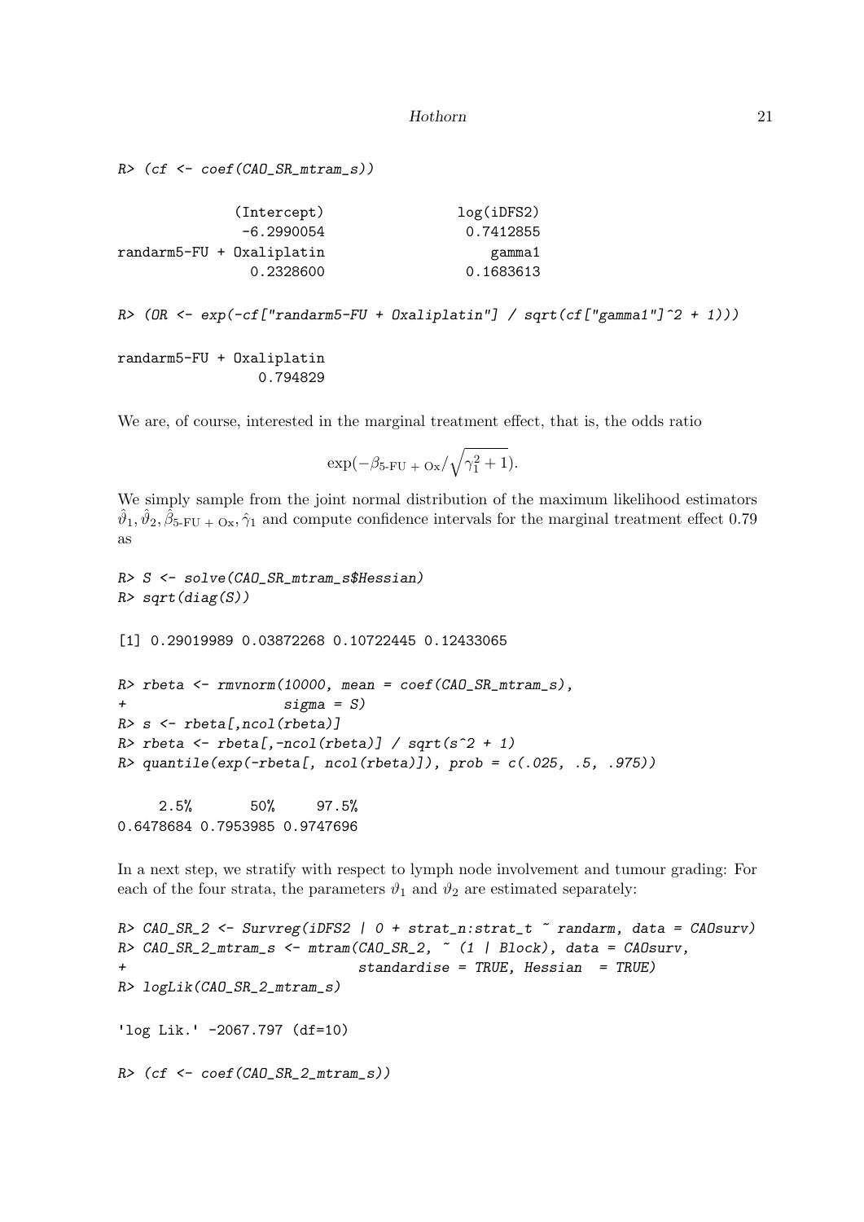```
R> (cf <- coef(CAO_SR_mtram_s))

             (Intercept)                log(iDFS2) 
              -6.2990054                 0.7412855 
randarm5-FU + Oxaliplatin                    gamma1 
               0.2328600                 0.1683613 

R> (OR <- exp(-cf["randarm5-FU + Oxaliplatin"] / sqrt(cf["gamma1"]^2 + 1)))

randarm5-FU + Oxaliplatin 
                 0.794829 
```

We are, of course, interested in the marginal treatment effect, that is, the odds ratio

$$\exp(-\beta_{\text{5-FU + Ox}}/\sqrt{\gamma_1^2 + 1}).$$

We simply sample from the joint normal distribution of the maximum likelihood estimators $\hat{\vartheta}_1, \hat{\vartheta}_2, \hat{\beta}_{\text{5-FU + Ox}}, \hat{\gamma}_1$ and compute confidence intervals for the marginal treatment effect 0.79 as

```
R> S <- solve(CAO_SR_mtram_s$Hessian)
R> sqrt(diag(S))

[1] 0.29019989 0.03872268 0.10722445 0.12433065

R> rbeta <- rmvnorm(10000, mean = coef(CAO_SR_mtram_s), 
+                  sigma = S)
R> s <- rbeta[,ncol(rbeta)]
R> rbeta <- rbeta[,-ncol(rbeta)] / sqrt(s^2 + 1)
R> quantile(exp(-rbeta[, ncol(rbeta)]), prob = c(.025, .5, .975))

     2.5%       50%     97.5% 
0.6478684 0.7953985 0.9747696 
```

In a next step, we stratify with respect to lymph node involvement and tumour grading: For each of the four strata, the parameters $\vartheta_1$ and $\vartheta_2$ are estimated separately:

```
R> CAO_SR_2 <- Survreg(iDFS2 | 0 + strat_n:strat_t ~ randarm, data = CAOsurv)
R> CAO_SR_2_mtram_s <- mtram(CAO_SR_2, ~ (1 | Block), data = CAOsurv, 
+                          standardise = TRUE, Hessian  = TRUE)
R> logLik(CAO_SR_2_mtram_s)

'log Lik.' -2067.797 (df=10)

R> (cf <- coef(CAO_SR_2_mtram_s))
```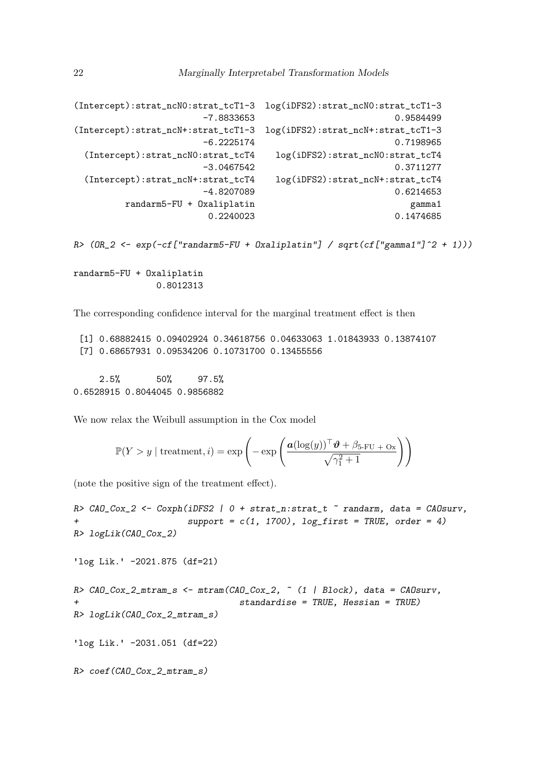```
(Intercept):strat_ncN0:strat_tcT1-3  log(iDFS2):strat_ncN0:strat_tcT1-3
                         -7.8833653                           0.9584499
(Intercept):strat_ncN+:strat_tcT1-3  log(iDFS2):strat_ncN+:strat_tcT1-3
                         -6.2225174                           0.7198965
  (Intercept):strat_ncN0:strat_tcT4    log(iDFS2):strat_ncN0:strat_tcT4
                         -3.0467542                           0.3711277
  (Intercept):strat_ncN+:strat_tcT4    log(iDFS2):strat_ncN+:strat_tcT4
                         -4.8207089                           0.6214653
          randarm5-FU + Oxaliplatin                              gamma1
                          0.2240023                           0.1474685
```

```
R> (OR_2 <- exp(-cf["randarm5-FU + Oxaliplatin"] / sqrt(cf["gamma1"]^2 + 1)))

randarm5-FU + Oxaliplatin
                0.8012313
```

The corresponding confidence interval for the marginal treatment effect is then

```
 [1] 0.68882415 0.09402924 0.34618756 0.04633063 1.01843933 0.13874107
 [7] 0.68657931 0.09534206 0.10731700 0.13455556

     2.5%       50%     97.5% 
0.6528915 0.8044045 0.9856882 
```

We now relax the Weibull assumption in the Cox model

$$\mathbb{P}(Y > y \mid \text{treatment}, i) = \exp\left(-\exp\left(\frac{\boldsymbol{a}(\log(y))^\top \boldsymbol{\vartheta} + \beta_{\text{5-FU + Ox}}}{\sqrt{\gamma_1^2 + 1}}\right)\right)$$

(note the positive sign of the treatment effect).

```
R> CAO_Cox_2 <- Coxph(iDFS2 | 0 + strat_n:strat_t ~ randarm, data = CAOsurv,
+                     support = c(1, 1700), log_first = TRUE, order = 4)
R> logLik(CAO_Cox_2)

'log Lik.' -2021.875 (df=21)

R> CAO_Cox_2_mtram_s <- mtram(CAO_Cox_2, ~ (1 | Block), data = CAOsurv,
+                             standardise = TRUE, Hessian = TRUE)
R> logLik(CAO_Cox_2_mtram_s)

'log Lik.' -2031.051 (df=22)

R> coef(CAO_Cox_2_mtram_s)
```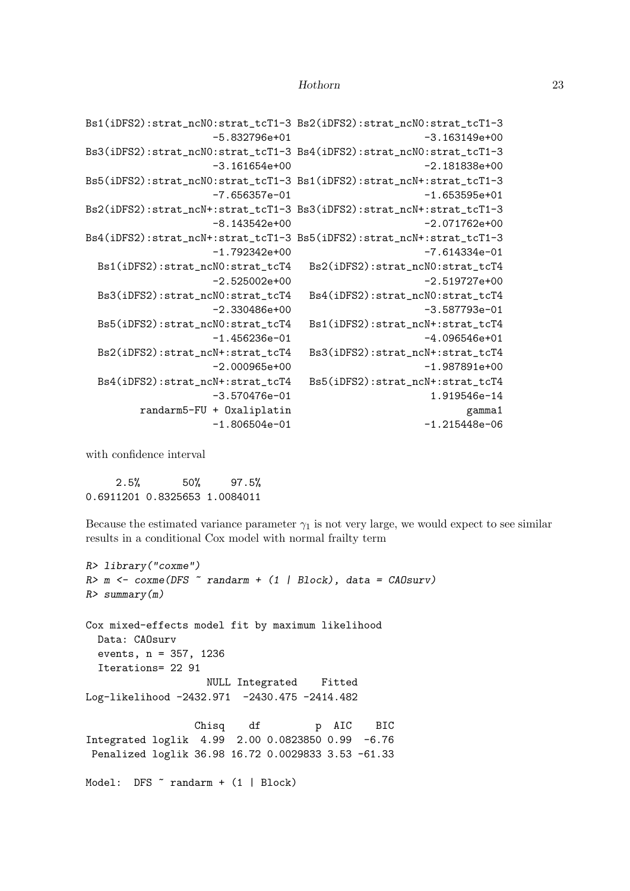```
Bs1(iDFS2):strat_ncN0:strat_tcT1-3 Bs2(iDFS2):strat_ncN0:strat_tcT1-3
                     -5.832796e+01                      -3.163149e+00
Bs3(iDFS2):strat_ncN0:strat_tcT1-3 Bs4(iDFS2):strat_ncN0:strat_tcT1-3
                     -3.161654e+00                      -2.181838e+00
Bs5(iDFS2):strat_ncN0:strat_tcT1-3 Bs1(iDFS2):strat_ncN+:strat_tcT1-3
                     -7.656357e-01                      -1.653595e+01
Bs2(iDFS2):strat_ncN+:strat_tcT1-3 Bs3(iDFS2):strat_ncN+:strat_tcT1-3
                     -8.143542e+00                      -2.071762e+00
Bs4(iDFS2):strat_ncN+:strat_tcT1-3 Bs5(iDFS2):strat_ncN+:strat_tcT1-3
                     -1.792342e+00                      -7.614334e-01
  Bs1(iDFS2):strat_ncN0:strat_tcT4   Bs2(iDFS2):strat_ncN0:strat_tcT4
                     -2.525002e+00                      -2.519727e+00
  Bs3(iDFS2):strat_ncN0:strat_tcT4   Bs4(iDFS2):strat_ncN0:strat_tcT4
                     -2.330486e+00                      -3.587793e-01
  Bs5(iDFS2):strat_ncN0:strat_tcT4   Bs1(iDFS2):strat_ncN+:strat_tcT4
                     -1.456236e-01                      -4.096546e+01
  Bs2(iDFS2):strat_ncN+:strat_tcT4   Bs3(iDFS2):strat_ncN+:strat_tcT4
                     -2.000965e+00                      -1.987891e+00
  Bs4(iDFS2):strat_ncN+:strat_tcT4   Bs5(iDFS2):strat_ncN+:strat_tcT4
                     -3.570476e-01                       1.919546e-14
         randarm5-FU + Oxaliplatin                             gamma1
                     -1.806504e-01                      -1.215448e-06
```

with confidence interval

```
     2.5%       50%     97.5%
0.6911201 0.8325653 1.0084011
```

Because the estimated variance parameter $\gamma_1$ is not very large, we would expect to see similar results in a conditional Cox model with normal frailty term

```
R> library("coxme")
R> m <- coxme(DFS ~ randarm + (1 | Block), data = CAOsurv)
R> summary(m)

Cox mixed-effects model fit by maximum likelihood
  Data: CAOsurv
  events, n = 357, 1236
  Iterations= 22 91
                    NULL Integrated    Fitted
Log-likelihood -2432.971  -2430.475 -2414.482

                  Chisq    df         p  AIC    BIC
Integrated loglik  4.99  2.00 0.0823850 0.99  -6.76
 Penalized loglik 36.98 16.72 0.0029833 3.53 -61.33

Model:  DFS ~ randarm + (1 | Block)
```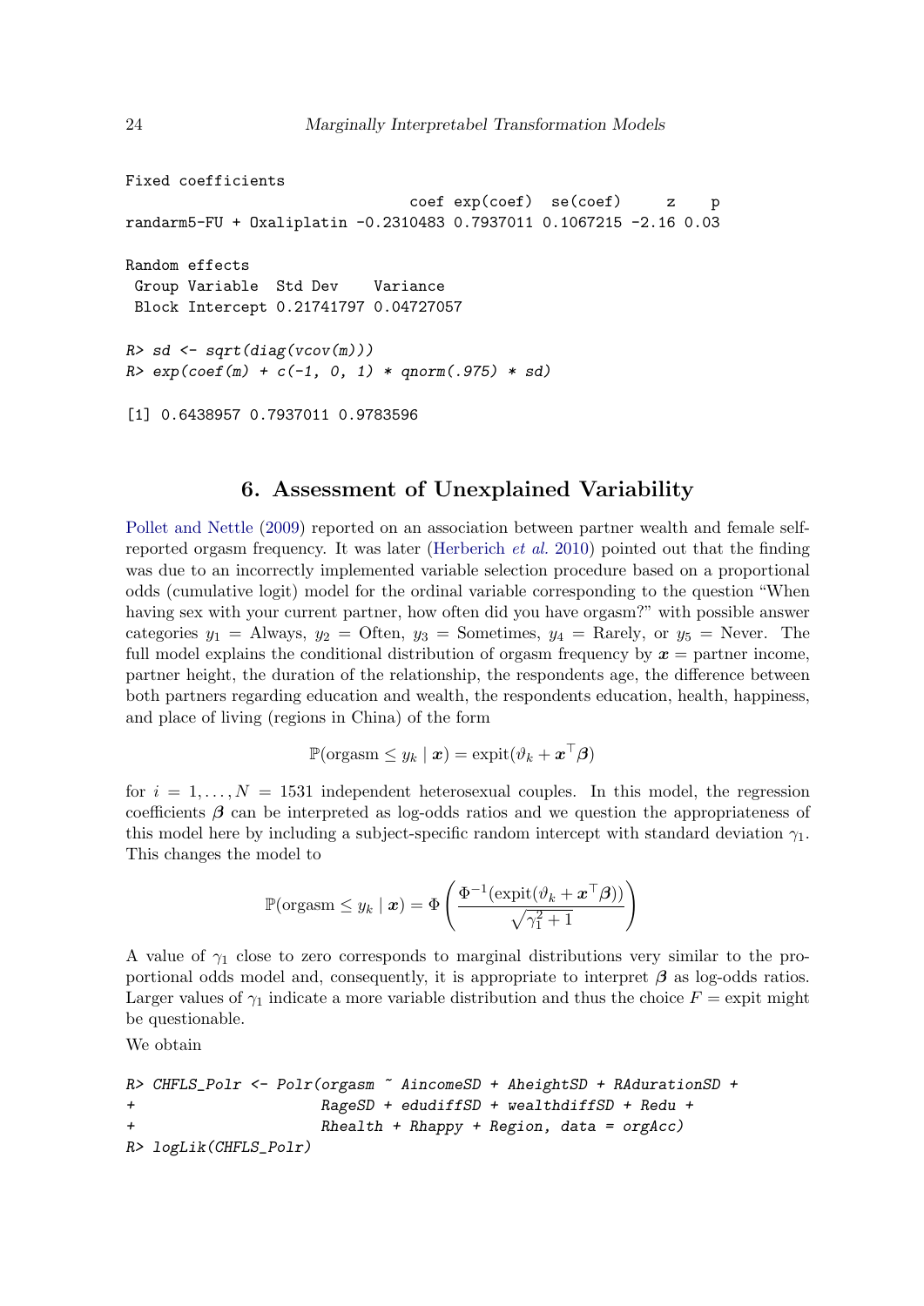```
Fixed coefficients
                                  coef exp(coef)  se(coef)     z    p
randarm5-FU + Oxaliplatin -0.2310483 0.7937011 0.1067215 -2.16 0.03

Random effects
 Group Variable  Std Dev    Variance
 Block Intercept 0.21741797 0.04727057

R> sd <- sqrt(diag(vcov(m)))
R> exp(coef(m) + c(-1, 0, 1) * qnorm(.975) * sd)

[1] 0.6438957 0.7937011 0.9783596
```

## 6. Assessment of Unexplained Variability

Pollet and Nettle (2009) reported on an association between partner wealth and female self-reported orgasm frequency. It was later (Herberich *et al.* 2010) pointed out that the finding was due to an incorrectly implemented variable selection procedure based on a proportional odds (cumulative logit) model for the ordinal variable corresponding to the question "When having sex with your current partner, how often did you have orgasm?" with possible answer categories $y_1$ = Always, $y_2$ = Often, $y_3$ = Sometimes, $y_4$ = Rarely, or $y_5$ = Never. The full model explains the conditional distribution of orgasm frequency by $\boldsymbol{x}$ = partner income, partner height, the duration of the relationship, the respondents age, the difference between both partners regarding education and wealth, the respondents education, health, happiness, and place of living (regions in China) of the form

$$\mathbb{P}(\text{orgasm} \le y_k \mid \boldsymbol{x}) = \text{expit}(\vartheta_k + \boldsymbol{x}^\top \boldsymbol{\beta})$$

for $i = 1, \ldots, N = 1531$ independent heterosexual couples. In this model, the regression coefficients $\boldsymbol{\beta}$ can be interpreted as log-odds ratios and we question the appropriateness of this model here by including a subject-specific random intercept with standard deviation $\gamma_1$. This changes the model to

$$\mathbb{P}(\text{orgasm} \le y_k \mid \boldsymbol{x}) = \Phi\left(\frac{\Phi^{-1}(\text{expit}(\vartheta_k + \boldsymbol{x}^\top \boldsymbol{\beta}))}{\sqrt{\gamma_1^2 + 1}}\right)$$

A value of $\gamma_1$ close to zero corresponds to marginal distributions very similar to the proportional odds model and, consequently, it is appropriate to interpret $\boldsymbol{\beta}$ as log-odds ratios. Larger values of $\gamma_1$ indicate a more variable distribution and thus the choice $F$ = expit might be questionable.

We obtain

```
R> CHFLS_Polr <- Polr(orgasm ~ AincomeSD + AheightSD + RAdurationSD +
+                     RageSD + edudiffSD + wealthdiffSD + Redu +
+                     Rhealth + Rhappy + Region, data = orgAcc)
R> logLik(CHFLS_Polr)
```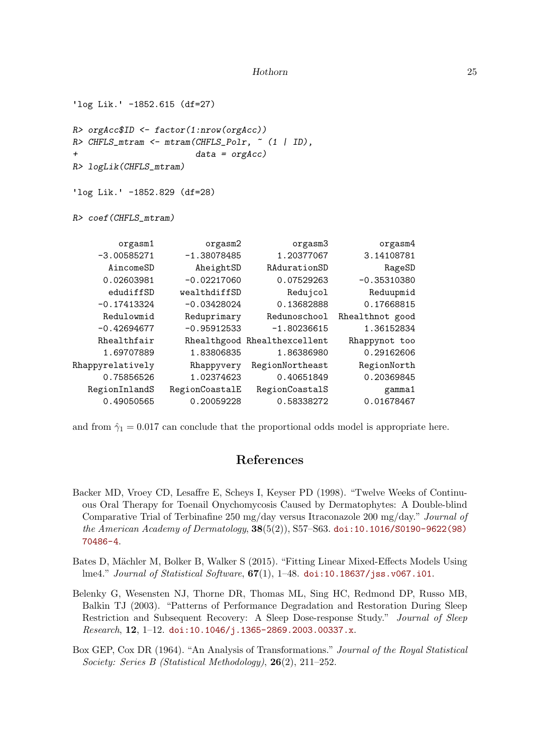```
'log Lik.' -1852.615 (df=27)

R> orgAcc$ID <- factor(1:nrow(orgAcc))
R> CHFLS_mtram <- mtram(CHFLS_Polr, ~ (1 | ID),
+                       data = orgAcc)
R> logLik(CHFLS_mtram)

'log Lik.' -1852.829 (df=28)

R> coef(CHFLS_mtram)

         orgasm1          orgasm2          orgasm3          orgasm4 
     -3.00585271      -1.38078485       1.20377067       3.14108781 
       AincomeSD        AheightSD      RAdurationSD           RageSD 
      0.02603981      -0.02217060       0.07529263      -0.35310380 
       edudiffSD     wealthdiffSD          Redujcol        Reduupmid 
     -0.17413324      -0.03428024       0.13682888       0.17668815 
       Redulowmid      Reduprimary     Redunoschool  Rhealthnot good 
     -0.42694677      -0.95912533      -1.80236615       1.36152834 
      Rhealthfair      Rhealthgood Rhealthexcellent     Rhappynot too 
      1.69707889       1.83806835       1.86386980       0.29162606 
Rhappyrelatively       Rhappyvery  RegionNortheast      RegionNorth 
      0.75856526       1.02374623       0.40651849       0.20369845 
   RegionInlandS   RegionCoastalE    RegionCoastalS           gamma1 
      0.49050565       0.20059228       0.58338272       0.01678467 
```

and from $\hat{\gamma}_1 = 0.017$ can conclude that the proportional odds model is appropriate here.

## References

Backer MD, Vroey CD, Lesaffre E, Scheys I, Keyser PD (1998). "Twelve Weeks of Continuous Oral Therapy for Toenail Onychomycosis Caused by Dermatophytes: A Double-blind Comparative Trial of Terbinafine 250 mg/day versus Itraconazole 200 mg/day." *Journal of the American Academy of Dermatology*, **38**(5(2)), S57–S63. doi:10.1016/S0190-9622(98)70486-4.

Bates D, Mächler M, Bolker B, Walker S (2015). "Fitting Linear Mixed-Effects Models Using lme4." *Journal of Statistical Software*, **67**(1), 1–48. doi:10.18637/jss.v067.i01.

Belenky G, Wesensten NJ, Thorne DR, Thomas ML, Sing HC, Redmond DP, Russo MB, Balkin TJ (2003). "Patterns of Performance Degradation and Restoration During Sleep Restriction and Subsequent Recovery: A Sleep Dose-response Study." *Journal of Sleep Research*, **12**, 1–12. doi:10.1046/j.1365-2869.2003.00337.x.

Box GEP, Cox DR (1964). "An Analysis of Transformations." *Journal of the Royal Statistical Society: Series B (Statistical Methodology)*, **26**(2), 211–252.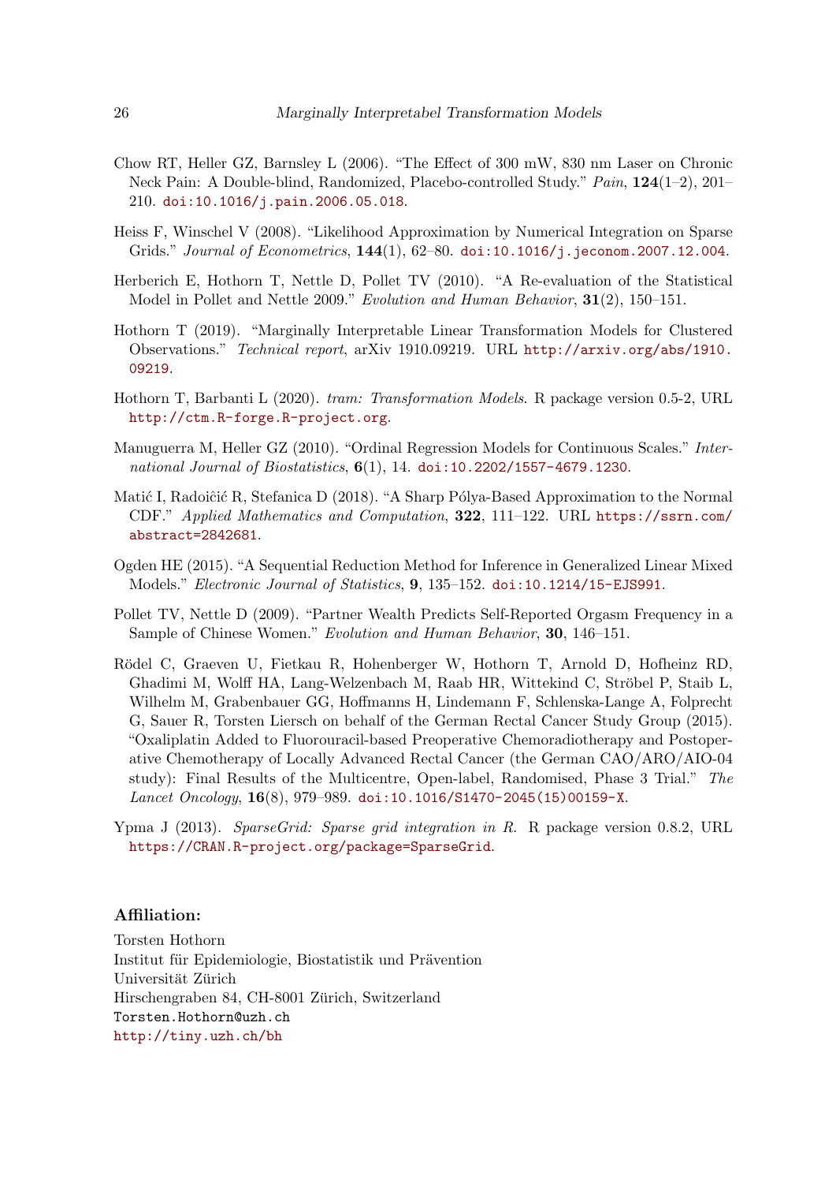Chow RT, Heller GZ, Barnsley L (2006). "The Effect of 300 mW, 830 nm Laser on Chronic Neck Pain: A Double-blind, Randomized, Placebo-controlled Study." *Pain*, **124**(1–2), 201–210. doi:10.1016/j.pain.2006.05.018.

Heiss F, Winschel V (2008). "Likelihood Approximation by Numerical Integration on Sparse Grids." *Journal of Econometrics*, **144**(1), 62–80. doi:10.1016/j.jeconom.2007.12.004.

Herberich E, Hothorn T, Nettle D, Pollet TV (2010). "A Re-evaluation of the Statistical Model in Pollet and Nettle 2009." *Evolution and Human Behavior*, **31**(2), 150–151.

Hothorn T (2019). "Marginally Interpretable Linear Transformation Models for Clustered Observations." *Technical report*, arXiv 1910.09219. URL http://arxiv.org/abs/1910.09219.

Hothorn T, Barbanti L (2020). *tram: Transformation Models*. R package version 0.5-2, URL http://ctm.R-forge.R-project.org.

Manuguerra M, Heller GZ (2010). "Ordinal Regression Models for Continuous Scales." *International Journal of Biostatistics*, **6**(1), 14. doi:10.2202/1557-4679.1230.

Matić I, Radoičić R, Stefanica D (2018). "A Sharp Pólya-Based Approximation to the Normal CDF." *Applied Mathematics and Computation*, **322**, 111–122. URL https://ssrn.com/abstract=2842681.

Ogden HE (2015). "A Sequential Reduction Method for Inference in Generalized Linear Mixed Models." *Electronic Journal of Statistics*, **9**, 135–152. doi:10.1214/15-EJS991.

Pollet TV, Nettle D (2009). "Partner Wealth Predicts Self-Reported Orgasm Frequency in a Sample of Chinese Women." *Evolution and Human Behavior*, **30**, 146–151.

Rödel C, Graeven U, Fietkau R, Hohenberger W, Hothorn T, Arnold D, Hofheinz RD, Ghadimi M, Wolff HA, Lang-Welzenbach M, Raab HR, Wittekind C, Ströbel P, Staib L, Wilhelm M, Grabenbauer GG, Hoffmanns H, Lindemann F, Schlenska-Lange A, Folprecht G, Sauer R, Torsten Liersch on behalf of the German Rectal Cancer Study Group (2015). "Oxaliplatin Added to Fluorouracil-based Preoperative Chemoradiotherapy and Postoperative Chemotherapy of Locally Advanced Rectal Cancer (the German CAO/ARO/AIO-04 study): Final Results of the Multicentre, Open-label, Randomised, Phase 3 Trial." *The Lancet Oncology*, **16**(8), 979–989. doi:10.1016/S1470-2045(15)00159-X.

Ypma J (2013). *SparseGrid: Sparse grid integration in R*. R package version 0.8.2, URL https://CRAN.R-project.org/package=SparseGrid.

### Affiliation:

Torsten Hothorn
Institut für Epidemiologie, Biostatistik und Prävention
Universität Zürich
Hirschengraben 84, CH-8001 Zürich, Switzerland
Torsten.Hothorn@uzh.ch
http://tiny.uzh.ch/bh